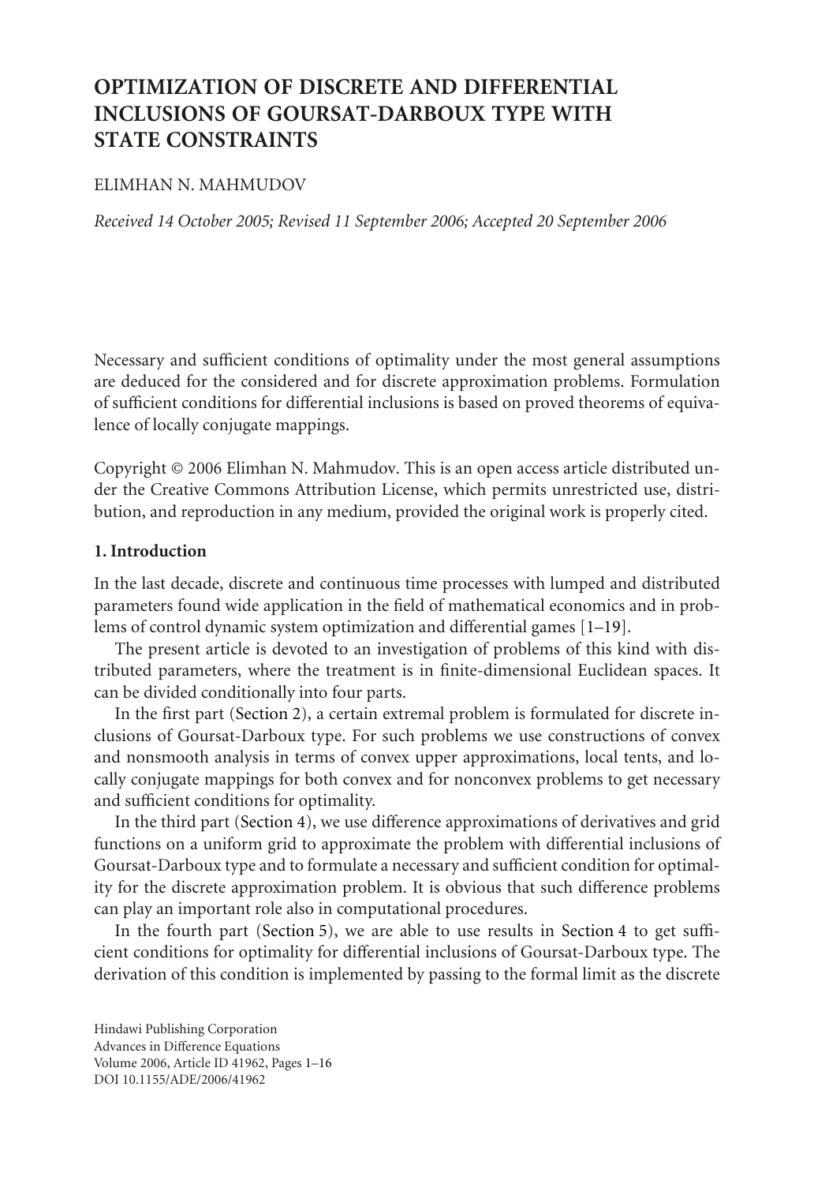# OPTIMIZATION OF DISCRETE AND DIFFERENTIAL INCLUSIONS OF GOURSAT-DARBOUX TYPE WITH STATE CONSTRAINTS

ELIMHAN N. MAHMUDOV

*Received 14 October 2005; Revised 11 September 2006; Accepted 20 September 2006*

Necessary and sufficient conditions of optimality under the most general assumptions are deduced for the considered and for discrete approximation problems. Formulation of sufficient conditions for differential inclusions is based on proved theorems of equivalence of locally conjugate mappings.

Copyright © 2006 Elimhan N. Mahmudov. This is an open access article distributed under the Creative Commons Attribution License, which permits unrestricted use, distribution, and reproduction in any medium, provided the original work is properly cited.

## 1. Introduction

In the last decade, discrete and continuous time processes with lumped and distributed parameters found wide application in the field of mathematical economics and in problems of control dynamic system optimization and differential games [1–19].

The present article is devoted to an investigation of problems of this kind with distributed parameters, where the treatment is in finite-dimensional Euclidean spaces. It can be divided conditionally into four parts.

In the first part (Section 2), a certain extremal problem is formulated for discrete inclusions of Goursat-Darboux type. For such problems we use constructions of convex and nonsmooth analysis in terms of convex upper approximations, local tents, and locally conjugate mappings for both convex and for nonconvex problems to get necessary and sufficient conditions for optimality.

In the third part (Section 4), we use difference approximations of derivatives and grid functions on a uniform grid to approximate the problem with differential inclusions of Goursat-Darboux type and to formulate a necessary and sufficient condition for optimality for the discrete approximation problem. It is obvious that such difference problems can play an important role also in computational procedures.

In the fourth part (Section 5), we are able to use results in Section 4 to get sufficient conditions for optimality for differential inclusions of Goursat-Darboux type. The derivation of this condition is implemented by passing to the formal limit as the discrete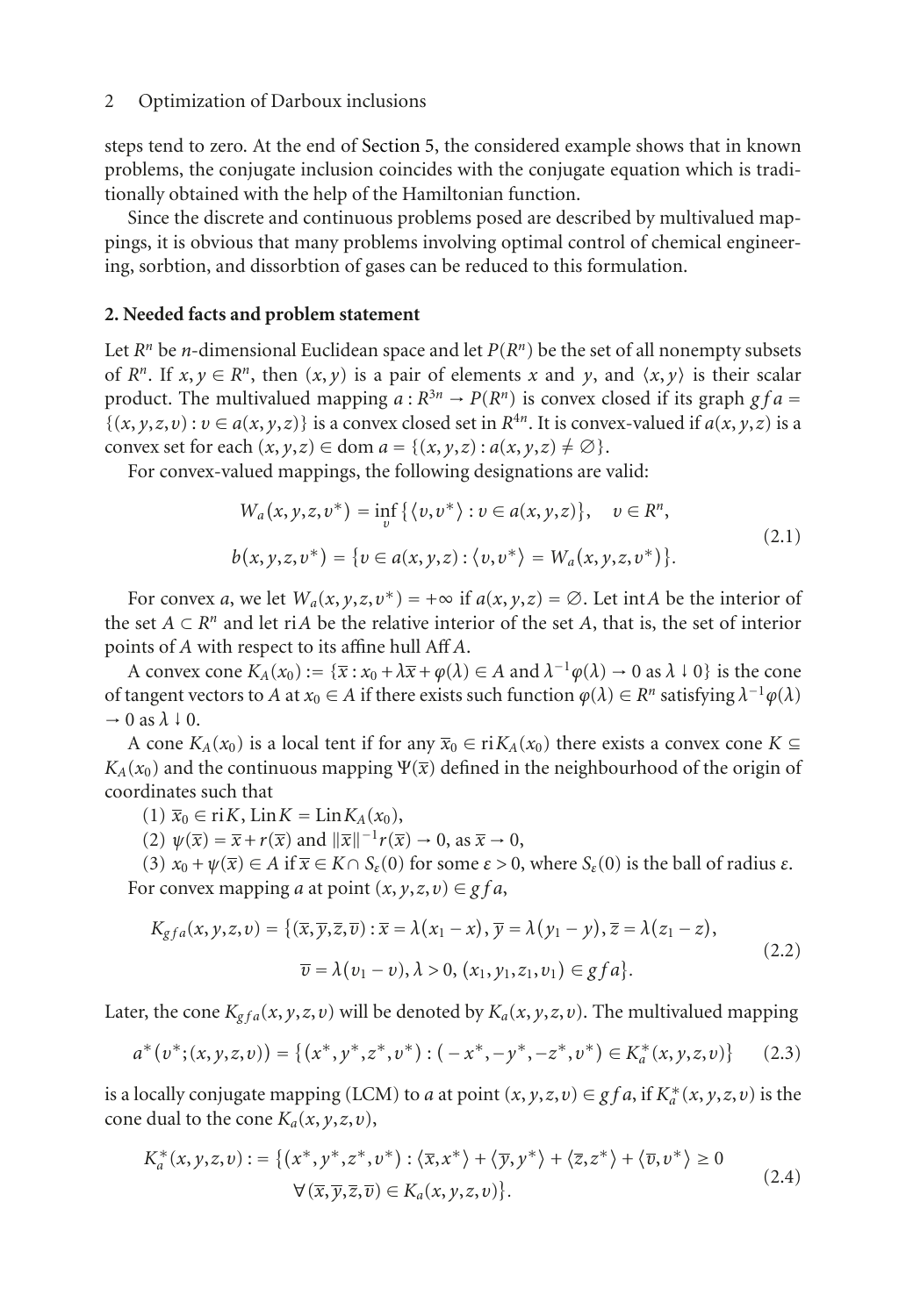steps tend to zero. At the end of Section 5, the considered example shows that in known problems, the conjugate inclusion coincides with the conjugate equation which is traditionally obtained with the help of the Hamiltonian function.

Since the discrete and continuous problems posed are described by multivalued mappings, it is obvious that many problems involving optimal control of chemical engineering, sorbtion, and dissorbtion of gases can be reduced to this formulation.

## 2. Needed facts and problem statement

Let $R^n$ be $n$-dimensional Euclidean space and let $P(R^n)$ be the set of all nonempty subsets of $R^n$. If $x, y \in R^n$, then $(x, y)$ is a pair of elements $x$ and $y$, and $\langle x, y\rangle$ is their scalar product. The multivalued mapping $a : R^{3n} \to P(R^n)$ is convex closed if its graph $gfa = \{(x, y, z, v) : v \in a(x, y, z)\}$ is a convex closed set in $R^{4n}$. It is convex-valued if $a(x, y, z)$ is a convex set for each $(x, y, z) \in \operatorname{dom} a = \{(x, y, z) : a(x, y, z) \neq \varnothing\}$.

For convex-valued mappings, the following designations are valid:

$$
\begin{aligned}
W_a(x, y, z, v^*) &= \inf_v \{\langle v, v^*\rangle : v \in a(x, y, z)\}, \quad v \in R^n, \\
b(x, y, z, v^*) &= \{v \in a(x, y, z) : \langle v, v^*\rangle = W_a(x, y, z, v^*)\}.
\end{aligned}
\tag{2.1}
$$

For convex $a$, we let $W_a(x, y, z, v^*) = +\infty$ if $a(x, y, z) = \varnothing$. Let $\operatorname{int} A$ be the interior of the set $A \subset R^n$ and let $\operatorname{ri} A$ be the relative interior of the set $A$, that is, the set of interior points of $A$ with respect to its affine hull $\operatorname{Aff} A$.

A convex cone $K_A(x_0) := \{\bar{x} : x_0 + \lambda\bar{x} + \varphi(\lambda) \in A$ and $\lambda^{-1}\varphi(\lambda) \to 0$ as $\lambda \downarrow 0\}$ is the cone of tangent vectors to $A$ at $x_0 \in A$ if there exists such function $\varphi(\lambda) \in R^n$ satisfying $\lambda^{-1}\varphi(\lambda) \to 0$ as $\lambda \downarrow 0$.

A cone $K_A(x_0)$ is a local tent if for any $\bar{x}_0 \in \operatorname{ri} K_A(x_0)$ there exists a convex cone $K \subseteq K_A(x_0)$ and the continuous mapping $\Psi(\bar{x})$ defined in the neighbourhood of the origin of coordinates such that

(1) $\bar{x}_0 \in \operatorname{ri} K$, $\operatorname{Lin} K = \operatorname{Lin} K_A(x_0)$,

(2) $\psi(\bar{x}) = \bar{x} + r(\bar{x})$ and $\|\bar{x}\|^{-1} r(\bar{x}) \to 0$, as $\bar{x} \to 0$,

(3) $x_0 + \psi(\bar{x}) \in A$ if $\bar{x} \in K \cap S_\varepsilon(0)$ for some $\varepsilon > 0$, where $S_\varepsilon(0)$ is the ball of radius $\varepsilon$.

For convex mapping $a$ at point $(x, y, z, v) \in gfa$,

$$
\begin{aligned}
K_{gfa}(x, y, z, v) = \{(\bar{x}, \bar{y}, \bar{z}, \bar{v}) : \bar{x} = \lambda(x_1 - x),\, \bar{y} = \lambda(y_1 - y),\, \bar{z} = \lambda(z_1 - z), \\
\bar{v} = \lambda(v_1 - v),\, \lambda > 0,\, (x_1, y_1, z_1, v_1) \in gfa\}.
\end{aligned}
\tag{2.2}
$$

Later, the cone $K_{gfa}(x, y, z, v)$ will be denoted by $K_a(x, y, z, v)$. The multivalued mapping

$$
a^*(v^*; (x, y, z, v)) = \{(x^*, y^*, z^*, v^*) : (-x^*, -y^*, -z^*, v^*) \in K_a^*(x, y, z, v)\}
\tag{2.3}
$$

is a locally conjugate mapping (LCM) to $a$ at point $(x, y, z, v) \in gfa$, if $K_a^*(x, y, z, v)$ is the cone dual to the cone $K_a(x, y, z, v)$,

$$
\begin{aligned}
K_a^*(x, y, z, v) := \{(x^*, y^*, z^*, v^*) : \langle \bar{x}, x^*\rangle + \langle \bar{y}, y^*\rangle + \langle \bar{z}, z^*\rangle + \langle \bar{v}, v^*\rangle \geq 0 \\
\forall (\bar{x}, \bar{y}, \bar{z}, \bar{v}) \in K_a(x, y, z, v)\}.
\end{aligned}
\tag{2.4}
$$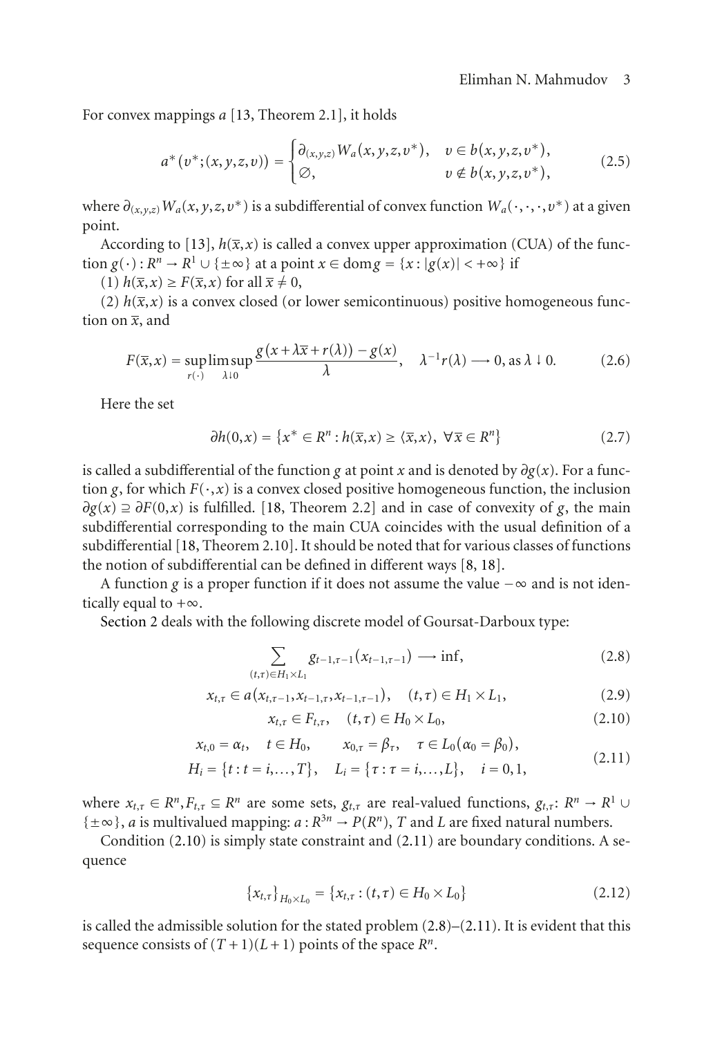For convex mappings $a$ [13, Theorem 2.1], it holds

$$a^*(v^*;(x,y,z,v)) = \begin{cases} \partial_{(x,y,z)} W_a(x,y,z,v^*), & v \in b(x,y,z,v^*), \\ \varnothing, & v \notin b(x,y,z,v^*), \end{cases} \tag{2.5}$$

where $\partial_{(x,y,z)} W_a(x,y,z,v^*)$ is a subdifferential of convex function $W_a(\cdot,\cdot,\cdot,v^*)$ at a given point.

According to [13], $h(\bar{x},x)$ is called a convex upper approximation (CUA) of the function $g(\cdot): R^n \to R^1 \cup \{\pm\infty\}$ at a point $x \in \operatorname{dom} g = \{x : |g(x)| < +\infty\}$ if

(1) $h(\bar{x},x) \geq F(\bar{x},x)$ for all $\bar{x} \neq 0$,

(2) $h(\bar{x},x)$ is a convex closed (or lower semicontinuous) positive homogeneous function on $\bar{x}$, and

$$F(\bar{x},x) = \sup_{r(\cdot)} \limsup_{\lambda \downarrow 0} \frac{g(x+\lambda\bar{x}+r(\lambda)) - g(x)}{\lambda}, \quad \lambda^{-1} r(\lambda) \longrightarrow 0, \text{ as } \lambda \downarrow 0. \tag{2.6}$$

Here the set

$$\partial h(0,x) = \{x^* \in R^n : h(\bar{x},x) \geq \langle \bar{x}, x \rangle, \ \forall \bar{x} \in R^n\} \tag{2.7}$$

is called a subdifferential of the function $g$ at point $x$ and is denoted by $\partial g(x)$. For a function $g$, for which $F(\cdot,x)$ is a convex closed positive homogeneous function, the inclusion $\partial g(x) \supseteq \partial F(0,x)$ is fulfilled. [18, Theorem 2.2] and in case of convexity of $g$, the main subdifferential corresponding to the main CUA coincides with the usual definition of a subdifferential [18, Theorem 2.10]. It should be noted that for various classes of functions the notion of subdifferential can be defined in different ways [8, 18].

A function $g$ is a proper function if it does not assume the value $-\infty$ and is not identically equal to $+\infty$.

Section 2 deals with the following discrete model of Goursat-Darboux type:

$$\sum_{(t,\tau)\in H_1 \times L_1} g_{t-1,\tau-1}(x_{t-1,\tau-1}) \longrightarrow \inf, \tag{2.8}$$

$$x_{t,\tau} \in a(x_{t,\tau-1}, x_{t-1,\tau}, x_{t-1,\tau-1}), \quad (t,\tau) \in H_1 \times L_1, \tag{2.9}$$

$$x_{t,\tau} \in F_{t,\tau}, \quad (t,\tau) \in H_0 \times L_0, \tag{2.10}$$

$$\begin{gathered} x_{t,0} = \alpha_t, \quad t \in H_0, \qquad x_{0,\tau} = \beta_\tau, \quad \tau \in L_0 (\alpha_0 = \beta_0), \\ H_i = \{t : t = i, \ldots, T\}, \quad L_i = \{\tau : \tau = i, \ldots, L\}, \quad i = 0, 1, \end{gathered} \tag{2.11}$$

where $x_{t,\tau} \in R^n, F_{t,\tau} \subseteq R^n$ are some sets, $g_{t,\tau}$ are real-valued functions, $g_{t,\tau}: R^n \to R^1 \cup \{\pm\infty\}$, $a$ is multivalued mapping: $a: R^{3n} \to P(R^n)$, $T$ and $L$ are fixed natural numbers.

Condition (2.10) is simply state constraint and (2.11) are boundary conditions. A sequence

$$\{x_{t,\tau}\}_{H_0 \times L_0} = \{x_{t,\tau} : (t,\tau) \in H_0 \times L_0\} \tag{2.12}$$

is called the admissible solution for the stated problem (2.8)–(2.11). It is evident that this sequence consists of $(T+1)(L+1)$ points of the space $R^n$.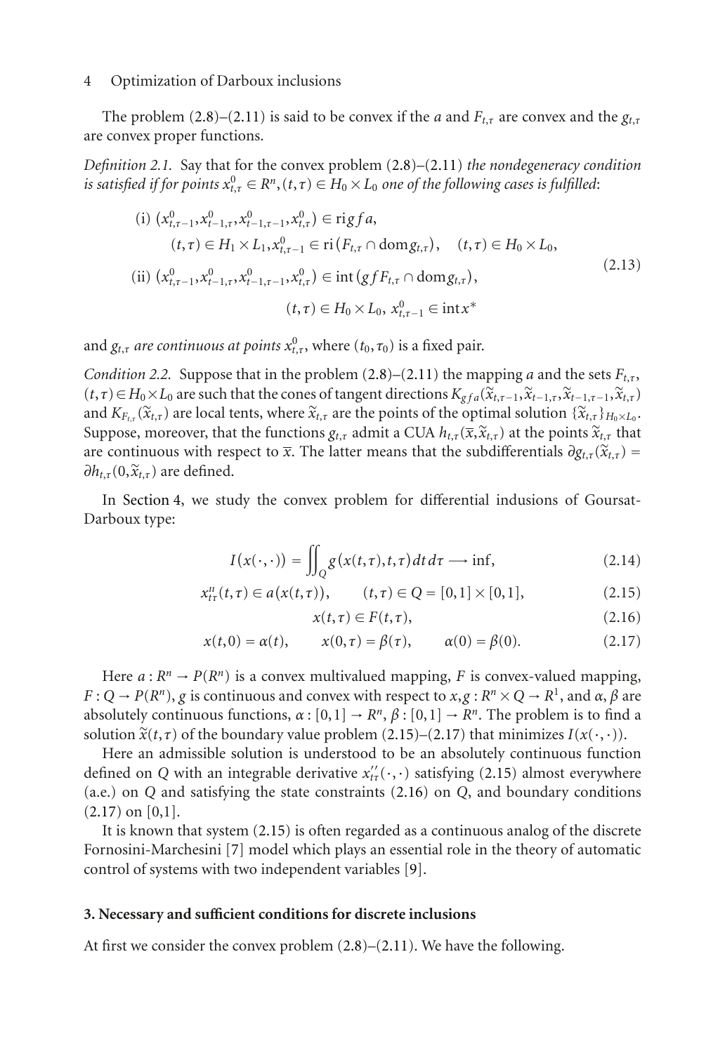The problem (2.8)–(2.11) is said to be convex if the $a$ and $F_{t,\tau}$ are convex and the $g_{t,\tau}$ are convex proper functions.

*Definition 2.1.* Say that for the convex problem (2.8)–(2.11) *the nondegeneracy condition is satisfied if for points* $x^0_{t,\tau} \in R^n, (t,\tau) \in H_0 \times L_0$ *one of the following cases is fulfilled*:

$$
\begin{aligned}
&\text{(i) } (x^0_{t,\tau-1}, x^0_{t-1,\tau}, x^0_{t-1,\tau-1}, x^0_{t,\tau}) \in \operatorname{ri} gf\, a, \\
&\qquad (t,\tau) \in H_1 \times L_1, x^0_{t,\tau-1} \in \operatorname{ri}(F_{t,\tau} \cap \operatorname{dom} g_{t,\tau}), \quad (t,\tau) \in H_0 \times L_0, \\
&\text{(ii) } (x^0_{t,\tau-1}, x^0_{t-1,\tau}, x^0_{t-1,\tau-1}, x^0_{t,\tau}) \in \operatorname{int}(gf\, F_{t,\tau} \cap \operatorname{dom} g_{t,\tau}), \\
&\qquad\qquad (t,\tau) \in H_0 \times L_0,\; x^0_{t,\tau-1} \in \operatorname{int} x^*
\end{aligned}
\tag{2.13}
$$

and $g_{t,\tau}$ *are continuous at points* $x^0_{t,\tau}$, where $(t_0,\tau_0)$ is a fixed pair.

*Condition 2.2.* Suppose that in the problem (2.8)–(2.11) the mapping $a$ and the sets $F_{t,\tau}$, $(t,\tau) \in H_0 \times L_0$ are such that the cones of tangent directions $K_{gf\,a}(\widetilde{x}_{t,\tau-1}, \widetilde{x}_{t-1,\tau}, \widetilde{x}_{t-1,\tau-1}, \widetilde{x}_{t,\tau})$ and $K_{F_{t,\tau}}(\widetilde{x}_{t,\tau})$ are local tents, where $\widetilde{x}_{t,\tau}$ are the points of the optimal solution $\{\widetilde{x}_{t,\tau}\}_{H_0 \times L_0}$. Suppose, moreover, that the functions $g_{t,\tau}$ admit a CUA $h_{t,\tau}(\overline{x}, \widetilde{x}_{t,\tau})$ at the points $\widetilde{x}_{t,\tau}$ that are continuous with respect to $\overline{x}$. The latter means that the subdifferentials $\partial g_{t,\tau}(\widetilde{x}_{t,\tau}) = \partial h_{t,\tau}(0, \widetilde{x}_{t,\tau})$ are defined.

In Section 4, we study the convex problem for differential indusions of Goursat-Darboux type:

$$
I(x(\cdot,\cdot)) = \iint_Q g(x(t,\tau),t,\tau)\,dt\,d\tau \longrightarrow \inf, \tag{2.14}
$$

$$
x''_{t\tau}(t,\tau) \in a(x(t,\tau)), \qquad (t,\tau) \in Q = [0,1] \times [0,1], \tag{2.15}
$$

$$
x(t,\tau) \in F(t,\tau), \tag{2.16}
$$

$$
x(t,0) = \alpha(t), \qquad x(0,\tau) = \beta(\tau), \qquad \alpha(0) = \beta(0). \tag{2.17}
$$

Here $a : R^n \to P(R^n)$ is a convex multivalued mapping, $F$ is convex-valued mapping, $F : Q \to P(R^n)$, $g$ is continuous and convex with respect to $x, g : R^n \times Q \to R^1$, and $\alpha, \beta$ are absolutely continuous functions, $\alpha : [0,1] \to R^n$, $\beta : [0,1] \to R^n$. The problem is to find a solution $\widetilde{x}(t,\tau)$ of the boundary value problem (2.15)–(2.17) that minimizes $I(x(\cdot,\cdot))$.

Here an admissible solution is understood to be an absolutely continuous function defined on $Q$ with an integrable derivative $x''_{t\tau}(\cdot,\cdot)$ satisfying (2.15) almost everywhere (a.e.) on $Q$ and satisfying the state constraints (2.16) on $Q$, and boundary conditions (2.17) on [0,1].

It is known that system (2.15) is often regarded as a continuous analog of the discrete Fornosini-Marchesini [7] model which plays an essential role in the theory of automatic control of systems with two independent variables [9].

## 3. Necessary and sufficient conditions for discrete inclusions

At first we consider the convex problem (2.8)–(2.11). We have the following.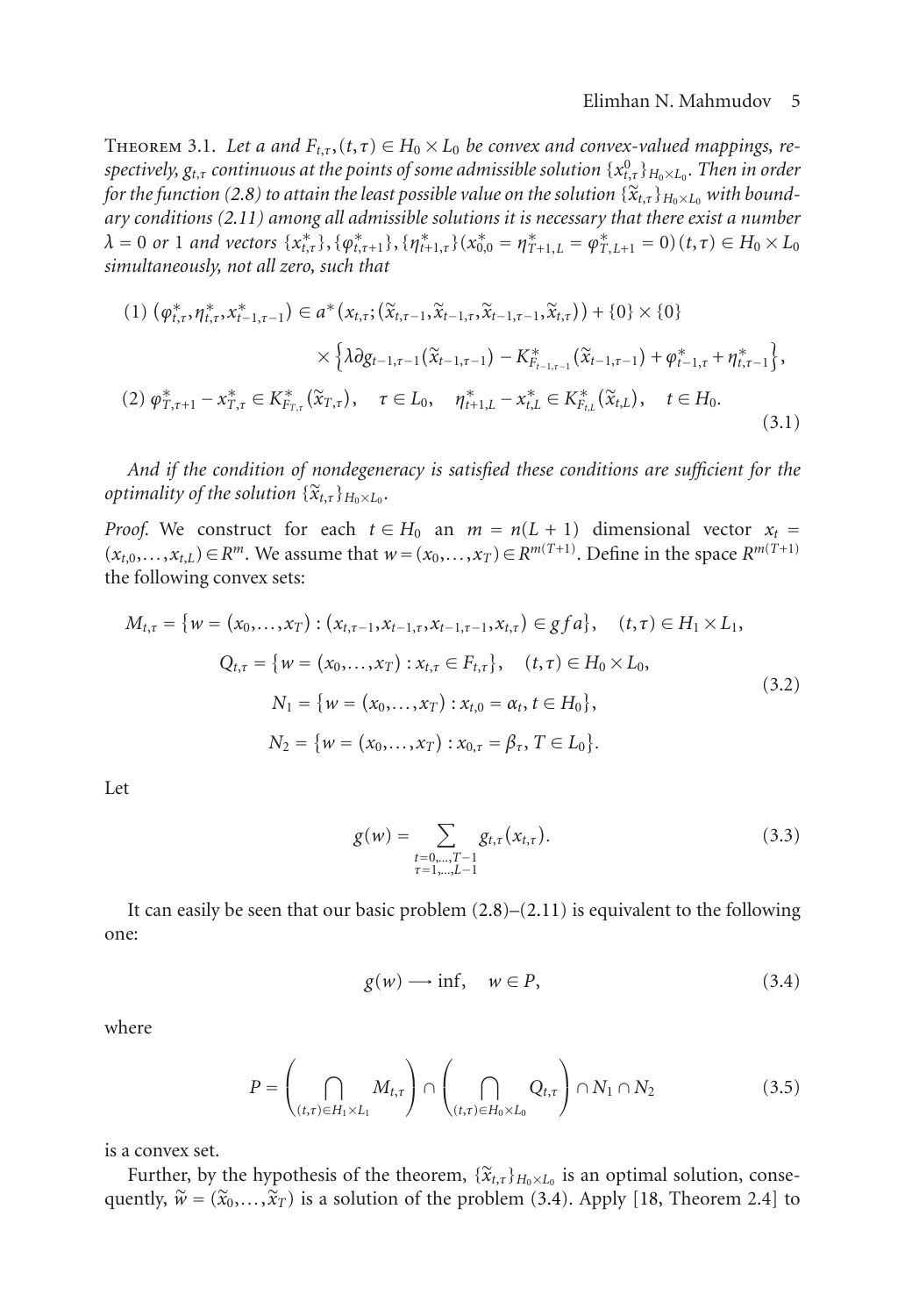**Theorem 3.1.** *Let $a$ and $F_{t,\tau}, (t,\tau) \in H_0 \times L_0$ be convex and convex-valued mappings, respectively, $g_{t,\tau}$ continuous at the points of some admissible solution $\{x^0_{t,\tau}\}_{H_0 \times L_0}$. Then in order for the function (2.8) to attain the least possible value on the solution $\{\widetilde{x}_{t,\tau}\}_{H_0\times L_0}$ with boundary conditions (2.11) among all admissible solutions it is necessary that there exist a number $\lambda = 0$ or $1$ and vectors $\{x^*_{t,\tau}\}, \{\varphi^*_{t,\tau+1}\}, \{\eta^*_{t+1,\tau}\} (x^*_{0,0} = \eta^*_{T+1,L} = \varphi^*_{T,L+1} = 0)(t,\tau) \in H_0 \times L_0$ simultaneously, not all zero, such that*

$$
\begin{aligned}
&(1)\ \left(\varphi^*_{t,\tau}, \eta^*_{t,\tau}, x^*_{t-1,\tau-1}\right) \in a^*\left(x_{t,\tau}; \left(\widetilde{x}_{t,\tau-1}, \widetilde{x}_{t-1,\tau}, \widetilde{x}_{t-1,\tau-1}, \widetilde{x}_{t,\tau}\right)\right) + \{0\} \times \{0\} \\
&\qquad\qquad \times \left\{\lambda \partial g_{t-1,\tau-1}\left(\widetilde{x}_{t-1,\tau-1}\right) - K^*_{F_{t-1,\tau-1}}\left(\widetilde{x}_{t-1,\tau-1}\right) + \varphi^*_{t-1,\tau} + \eta^*_{t,\tau-1}\right\}, \\
&(2)\ \varphi^*_{T,\tau+1} - x^*_{T,\tau} \in K^*_{F_{T,\tau}}\left(\widetilde{x}_{T,\tau}\right), \quad \tau \in L_0, \quad \eta^*_{t+1,L} - x^*_{t,L} \in K^*_{F_{t,L}}\left(\widetilde{x}_{t,L}\right), \quad t \in H_0.
\end{aligned}
\tag{3.1}
$$

*And if the condition of nondegeneracy is satisfied these conditions are sufficient for the optimality of the solution $\{\widetilde{x}_{t,\tau}\}_{H_0\times L_0}$.*

*Proof.* We construct for each $t \in H_0$ an $m = n(L+1)$ dimensional vector $x_t = (x_{t,0}, \dots, x_{t,L}) \in R^m$. We assume that $w = (x_0, \dots, x_T) \in R^{m(T+1)}$. Define in the space $R^{m(T+1)}$ the following convex sets:

$$
\begin{aligned}
M_{t,\tau} &= \left\{w = (x_0, \dots, x_T) : \left(x_{t,\tau-1}, x_{t-1,\tau}, x_{t-1,\tau-1}, x_{t,\tau}\right) \in gf a\right\}, \quad (t,\tau) \in H_1 \times L_1, \\
Q_{t,\tau} &= \left\{w = (x_0, \dots, x_T) : x_{t,\tau} \in F_{t,\tau}\right\}, \quad (t,\tau) \in H_0 \times L_0, \\
N_1 &= \left\{w = (x_0, \dots, x_T) : x_{t,0} = \alpha_t, t \in H_0\right\}, \\
N_2 &= \left\{w = (x_0, \dots, x_T) : x_{0,\tau} = \beta_\tau, T \in L_0\right\}.
\end{aligned}
\tag{3.2}
$$

Let

$$
g(w) = \sum_{\substack{t=0,\dots,T-1 \\ \tau=1,\dots,L-1}} g_{t,\tau}(x_{t,\tau}). \tag{3.3}
$$

It can easily be seen that our basic problem (2.8)–(2.11) is equivalent to the following one:

$$
g(w) \longrightarrow \inf, \quad w \in P, \tag{3.4}
$$

where

$$
P = \left(\bigcap_{(t,\tau)\in H_1\times L_1} M_{t,\tau}\right) \cap \left(\bigcap_{(t,\tau)\in H_0\times L_0} Q_{t,\tau}\right) \cap N_1 \cap N_2 \tag{3.5}
$$

is a convex set.

Further, by the hypothesis of the theorem, $\{\widetilde{x}_{t,\tau}\}_{H_0\times L_0}$ is an optimal solution, consequently, $\widetilde{w} = (\widetilde{x}_0, \dots, \widetilde{x}_T)$ is a solution of the problem (3.4). Apply [18, Theorem 2.4] to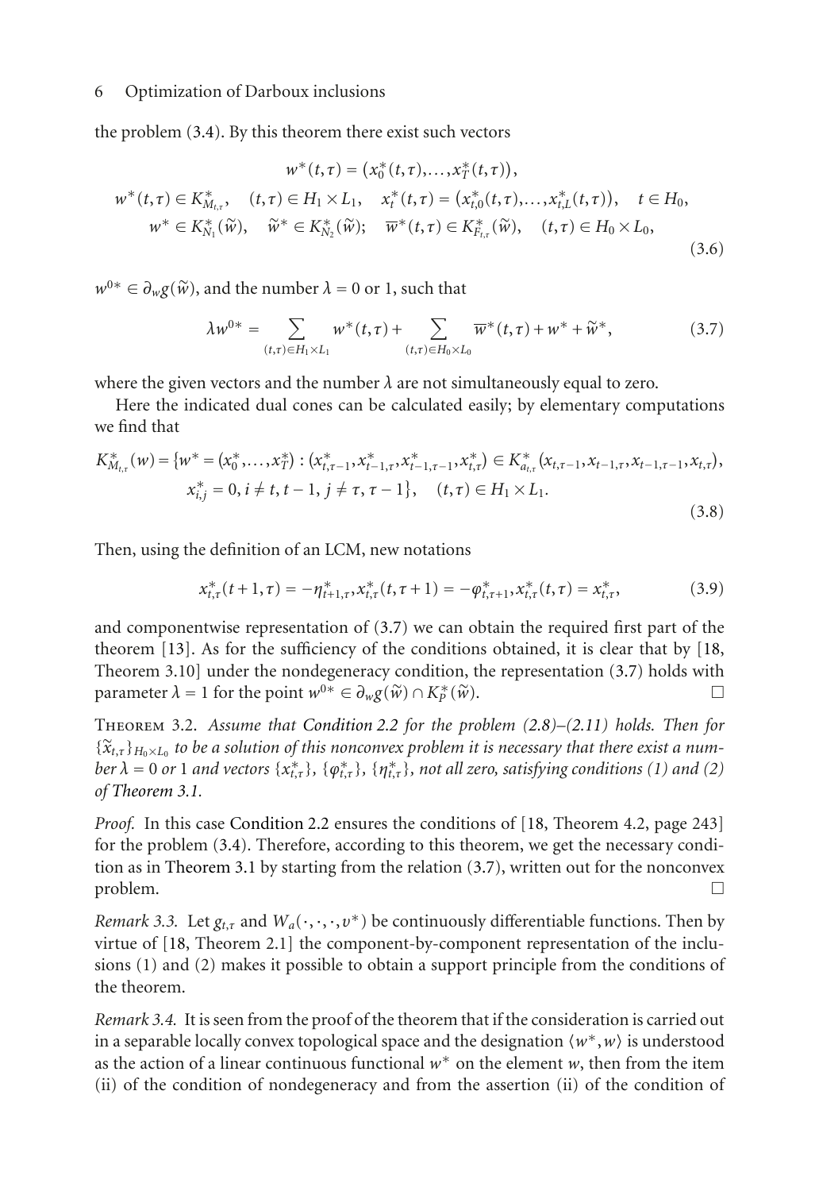the problem (3.4). By this theorem there exist such vectors

$$
\begin{gathered}
w^*(t,\tau) = \left(x_0^*(t,\tau),\dots,x_T^*(t,\tau)\right), \\
w^*(t,\tau) \in K_{M_{t,\tau}}^*, \quad (t,\tau) \in H_1 \times L_1, \quad x_t^*(t,\tau) = \left(x_{t,0}^*(t,\tau),\dots,x_{t,L}^*(t,\tau)\right), \quad t \in H_0, \\
w^* \in K_{N_1}^*(\widetilde{w}), \quad \widetilde{w}^* \in K_{N_2}^*(\widetilde{w}); \quad \overline{w}^*(t,\tau) \in K_{F_{t,\tau}}^*(\widetilde{w}), \quad (t,\tau) \in H_0 \times L_0,
\end{gathered}
\tag{3.6}
$$

$w^{0*} \in \partial_w g(\widetilde{w})$, and the number $\lambda = 0$ or 1, such that

$$
\lambda w^{0*} = \sum_{(t,\tau)\in H_1\times L_1} w^*(t,\tau) + \sum_{(t,\tau)\in H_0\times L_0} \overline{w}^*(t,\tau) + w^* + \widetilde{w}^*, \tag{3.7}
$$

where the given vectors and the number $\lambda$ are not simultaneously equal to zero.

Here the indicated dual cones can be calculated easily; by elementary computations we find that

$$
\begin{aligned}
K_{M_{t,\tau}}^*(w) = \{ & w^* = (x_0^*,\dots,x_T^*) : (x_{t,\tau-1}^*, x_{t-1,\tau}^*, x_{t-1,\tau-1}^*, x_{t,\tau}^*) \in K_{a_{t,\tau}}^*(x_{t,\tau-1}, x_{t-1,\tau}, x_{t-1,\tau-1}, x_{t,\tau}), \\
& x_{i,j}^* = 0,\, i \neq t, t-1,\, j \neq \tau, \tau-1\}, \quad (t,\tau) \in H_1 \times L_1.
\end{aligned}
\tag{3.8}
$$

Then, using the definition of an LCM, new notations

$$
x_{t,\tau}^*(t+1,\tau) = -\eta_{t+1,\tau}^*, x_{t,\tau}^*(t,\tau+1) = -\varphi_{t,\tau+1}^*, x_{t,\tau}^*(t,\tau) = x_{t,\tau}^*, \tag{3.9}
$$

and componentwise representation of (3.7) we can obtain the required first part of the theorem [13]. As for the sufficiency of the conditions obtained, it is clear that by [18, Theorem 3.10] under the nondegeneracy condition, the representation (3.7) holds with parameter $\lambda = 1$ for the point $w^{0*} \in \partial_w g(\widetilde{w}) \cap K_P^*(\widetilde{w})$. □

**Theorem 3.2.** *Assume that Condition 2.2 for the problem (2.8)–(2.11) holds. Then for $\{\widetilde{x}_{t,\tau}\}_{H_0\times L_0}$ to be a solution of this nonconvex problem it is necessary that there exist a number $\lambda = 0$ or 1 and vectors $\{x_{t,\tau}^*\}$, $\{\varphi_{t,\tau}^*\}$, $\{\eta_{t,\tau}^*\}$, not all zero, satisfying conditions (1) and (2) of Theorem 3.1.*

*Proof.* In this case Condition 2.2 ensures the conditions of [18, Theorem 4.2, page 243] for the problem (3.4). Therefore, according to this theorem, we get the necessary condition as in Theorem 3.1 by starting from the relation (3.7), written out for the nonconvex problem. □

*Remark 3.3.* Let $g_{t,\tau}$ and $W_a(\cdot,\cdot,\cdot,v^*)$ be continuously differentiable functions. Then by virtue of [18, Theorem 2.1] the component-by-component representation of the inclusions (1) and (2) makes it possible to obtain a support principle from the conditions of the theorem.

*Remark 3.4.* It is seen from the proof of the theorem that if the consideration is carried out in a separable locally convex topological space and the designation $\langle w^*, w\rangle$ is understood as the action of a linear continuous functional $w^*$ on the element $w$, then from the item (ii) of the condition of nondegeneracy and from the assertion (ii) of the condition of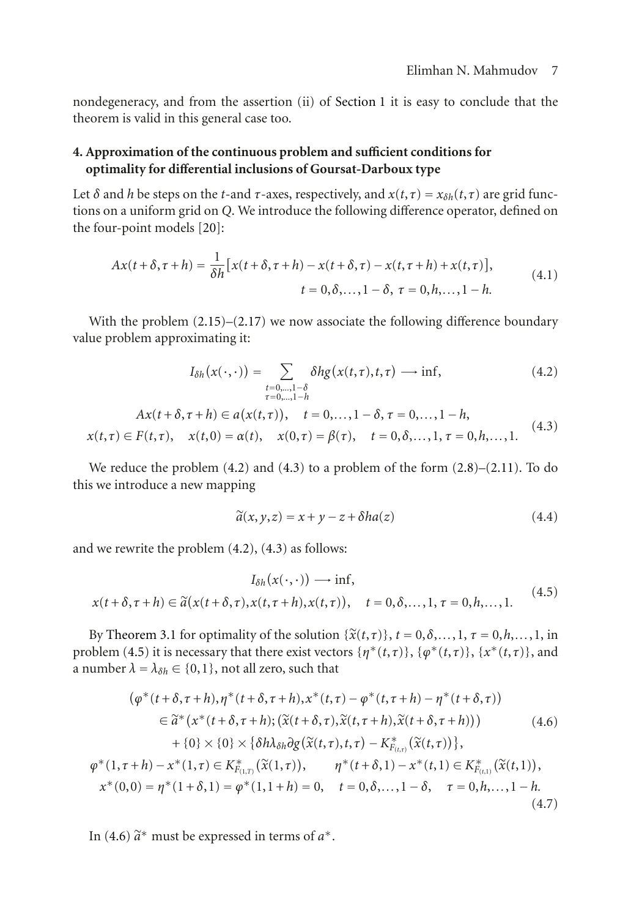nondegeneracy, and from the assertion (ii) of Section 1 it is easy to conclude that the theorem is valid in this general case too.

## 4. Approximation of the continuous problem and sufficient conditions for optimality for differential inclusions of Goursat-Darboux type

Let $\delta$ and $h$ be steps on the $t$-and $\tau$-axes, respectively, and $x(t,\tau) = x_{\delta h}(t,\tau)$ are grid functions on a uniform grid on $Q$. We introduce the following difference operator, defined on the four-point models [20]:

$$Ax(t+\delta,\tau+h) = \frac{1}{\delta h}\big[x(t+\delta,\tau+h) - x(t+\delta,\tau) - x(t,\tau+h) + x(t,\tau)\big], \qquad t = 0,\delta,\dots,1-\delta,\ \tau = 0,h,\dots,1-h. \tag{4.1}$$

With the problem (2.15)–(2.17) we now associate the following difference boundary value problem approximating it:

$$I_{\delta h}(x(\cdot,\cdot)) = \sum_{\substack{t=0,\dots,1-\delta \\ \tau=0,\dots,1-h}} \delta h g(x(t,\tau),t,\tau) \longrightarrow \inf, \tag{4.2}$$

$$\begin{gathered} Ax(t+\delta,\tau+h) \in a(x(t,\tau)), \quad t = 0,\dots,1-\delta,\ \tau = 0,\dots,1-h, \\ x(t,\tau) \in F(t,\tau), \quad x(t,0) = \alpha(t), \quad x(0,\tau) = \beta(\tau), \quad t = 0,\delta,\dots,1,\ \tau = 0,h,\dots,1. \end{gathered} \tag{4.3}$$

We reduce the problem (4.2) and (4.3) to a problem of the form (2.8)–(2.11). To do this we introduce a new mapping

$$\widetilde{a}(x,y,z) = x + y - z + \delta h a(z) \tag{4.4}$$

and we rewrite the problem (4.2), (4.3) as follows:

$$\begin{gathered} I_{\delta h}(x(\cdot,\cdot)) \longrightarrow \inf, \\ x(t+\delta,\tau+h) \in \widetilde{a}\big(x(t+\delta,\tau), x(t,\tau+h), x(t,\tau)\big), \quad t = 0,\delta,\dots,1,\ \tau = 0,h,\dots,1. \end{gathered} \tag{4.5}$$

By Theorem 3.1 for optimality of the solution $\{\widetilde{x}(t,\tau)\}$, $t = 0,\delta,\dots,1$, $\tau = 0,h,\dots,1$, in problem (4.5) it is necessary that there exist vectors $\{\eta^*(t,\tau)\}$, $\{\varphi^*(t,\tau)\}$, $\{x^*(t,\tau)\}$, and a number $\lambda = \lambda_{\delta h} \in \{0,1\}$, not all zero, such that

$$\begin{aligned} &\big(\varphi^*(t+\delta,\tau+h), \eta^*(t+\delta,\tau+h), x^*(t,\tau) - \varphi^*(t,\tau+h) - \eta^*(t+\delta,\tau)\big) \\ &\qquad \in \widetilde{a}^*\big(x^*(t+\delta,\tau+h); (\widetilde{x}(t+\delta,\tau), \widetilde{x}(t,\tau+h), \widetilde{x}(t+\delta,\tau+h))\big) \\ &\qquad\quad + \{0\} \times \{0\} \times \big\{\delta h \lambda_{\delta h} \partial g(\widetilde{x}(t,\tau),t,\tau) - K^*_{F_{(t,\tau)}}(\widetilde{x}(t,\tau))\big\}, \end{aligned} \tag{4.6}$$

$$\begin{gathered} \varphi^*(1,\tau+h) - x^*(1,\tau) \in K^*_{F_{(1,T)}}(\widetilde{x}(1,\tau)), \qquad \eta^*(t+\delta,1) - x^*(t,1) \in K^*_{F_{(t,1)}}(\widetilde{x}(t,1)), \\ x^*(0,0) = \eta^*(1+\delta,1) = \varphi^*(1,1+h) = 0, \quad t = 0,\delta,\dots,1-\delta, \quad \tau = 0,h,\dots,1-h. \end{gathered} \tag{4.7}$$

In (4.6) $\widetilde{a}^*$ must be expressed in terms of $a^*$.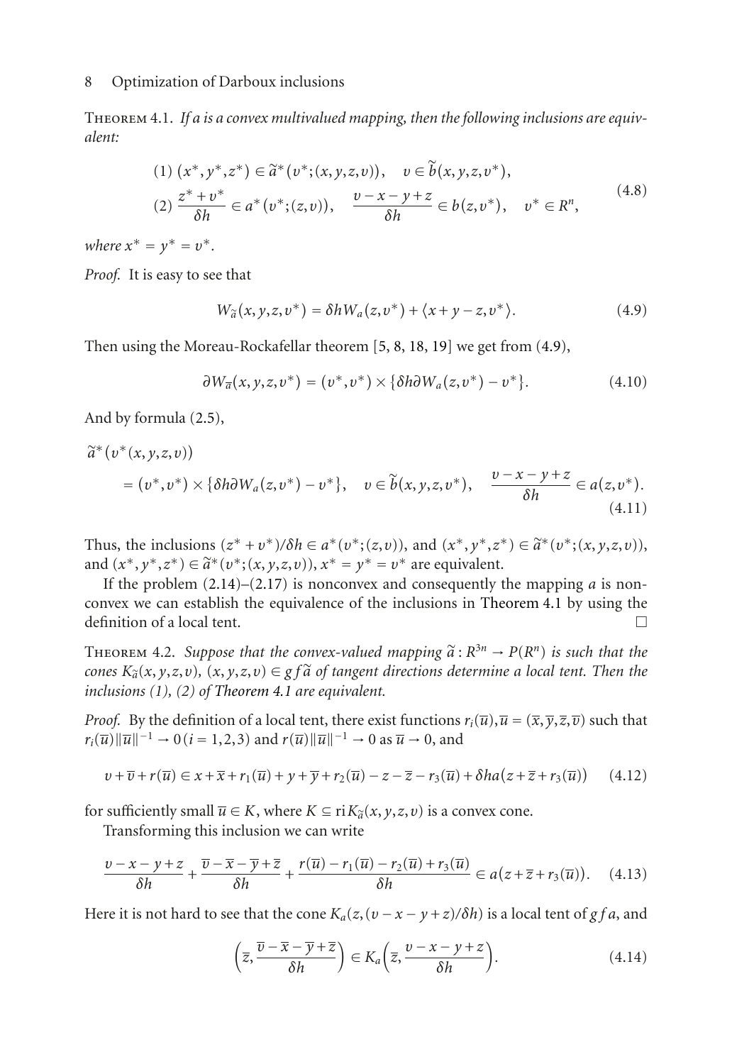Theorem 4.1. *If $a$ is a convex multivalued mapping, then the following inclusions are equivalent:*

$$\begin{aligned}&(1)\ (x^*,y^*,z^*)\in\widetilde{a}^*(v^*;(x,y,z,v)),\quad v\in\widetilde{b}(x,y,z,v^*),\\&(2)\ \frac{z^*+v^*}{\delta h}\in a^*(v^*;(z,v)),\quad \frac{v-x-y+z}{\delta h}\in b(z,v^*),\quad v^*\in R^n,\end{aligned}\tag{4.8}$$

*where $x^*=y^*=v^*$.*

*Proof.* It is easy to see that

$$W_{\widetilde{a}}(x,y,z,v^*)=\delta hW_a(z,v^*)+\langle x+y-z,v^*\rangle.\tag{4.9}$$

Then using the Moreau-Rockafellar theorem [5, 8, 18, 19] we get from (4.9),

$$\partial W_{\overline{a}}(x,y,z,v^*)=(v^*,v^*)\times\{\delta h\partial W_a(z,v^*)-v^*\}.\tag{4.10}$$

And by formula (2.5),

$$\begin{aligned}&\widetilde{a}^*(v^*(x,y,z,v))\\&\quad=(v^*,v^*)\times\{\delta h\partial W_a(z,v^*)-v^*\},\quad v\in\widetilde{b}(x,y,z,v^*),\quad \frac{v-x-y+z}{\delta h}\in a(z,v^*).\end{aligned}\tag{4.11}$$

Thus, the inclusions $(z^*+v^*)/\delta h\in a^*(v^*;(z,v))$, and $(x^*,y^*,z^*)\in\widetilde{a}^*(v^*;(x,y,z,v))$, and $(x^*,y^*,z^*)\in\widetilde{a}^*(v^*;(x,y,z,v))$, $x^*=y^*=v^*$ are equivalent.

If the problem (2.14)–(2.17) is nonconvex and consequently the mapping $a$ is nonconvex we can establish the equivalence of the inclusions in Theorem 4.1 by using the definition of a local tent. □

Theorem 4.2. *Suppose that the convex-valued mapping $\widetilde{a}:R^{3n}\to P(R^n)$ is such that the cones $K_{\widetilde{a}}(x,y,z,v)$, $(x,y,z,v)\in gf\widetilde{a}$ of tangent directions determine a local tent. Then the inclusions (1), (2) of Theorem 4.1 are equivalent.*

*Proof.* By the definition of a local tent, there exist functions $r_i(\overline{u}),\overline{u}=(\overline{x},\overline{y},\overline{z},\overline{v})$ such that $r_i(\overline{u})\|\overline{u}\|^{-1}\to 0\,(i=1,2,3)$ and $r(\overline{u})\|\overline{u}\|^{-1}\to 0$ as $\overline{u}\to 0$, and

$$v+\overline{v}+r(\overline{u})\in x+\overline{x}+r_1(\overline{u})+y+\overline{y}+r_2(\overline{u})-z-\overline{z}-r_3(\overline{u})+\delta ha(z+\overline{z}+r_3(\overline{u}))\tag{4.12}$$

for sufficiently small $\overline{u}\in K$, where $K\subseteq \operatorname{ri}K_{\widetilde{a}}(x,y,z,v)$ is a convex cone.

Transforming this inclusion we can write

$$\frac{v-x-y+z}{\delta h}+\frac{\overline{v}-\overline{x}-\overline{y}+\overline{z}}{\delta h}+\frac{r(\overline{u})-r_1(\overline{u})-r_2(\overline{u})+r_3(\overline{u})}{\delta h}\in a(z+\overline{z}+r_3(\overline{u})).\tag{4.13}$$

Here it is not hard to see that the cone $K_a(z,(v-x-y+z)/\delta h)$ is a local tent of $gf\,a$, and

$$\left(\overline{z},\frac{\overline{v}-\overline{x}-\overline{y}+\overline{z}}{\delta h}\right)\in K_a\left(\overline{z},\frac{v-x-y+z}{\delta h}\right).\tag{4.14}$$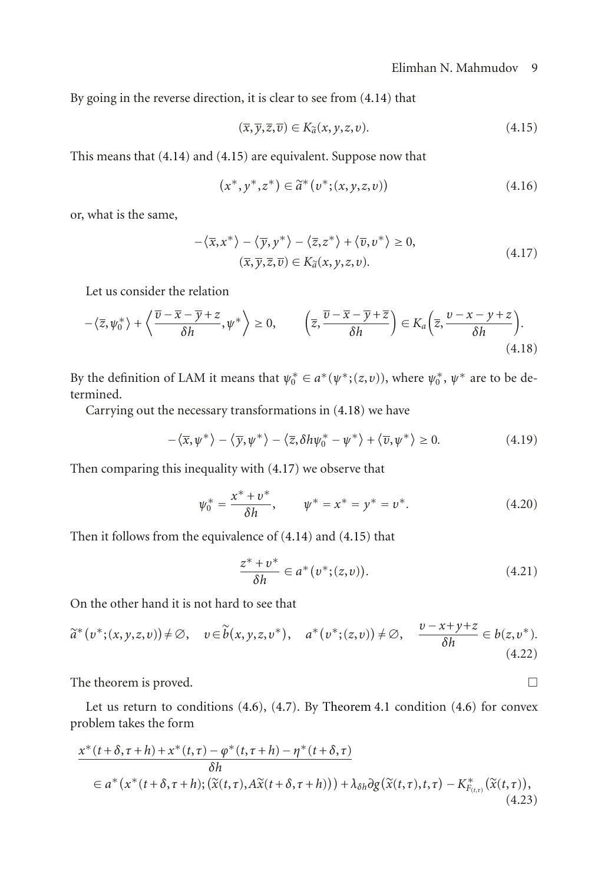By going in the reverse direction, it is clear to see from (4.14) that

$$(\overline{x},\overline{y},\overline{z},\overline{v}) \in K_{\widetilde{a}}(x,y,z,v). \tag{4.15}$$

This means that (4.14) and (4.15) are equivalent. Suppose now that

$$(x^*,y^*,z^*) \in \widetilde{a}^*(v^*;(x,y,z,v)) \tag{4.16}$$

or, what is the same,

$$\begin{gathered} -\langle \overline{x},x^*\rangle - \langle \overline{y},y^*\rangle - \langle \overline{z},z^*\rangle + \langle \overline{v},v^*\rangle \geq 0, \\ (\overline{x},\overline{y},\overline{z},\overline{v}) \in K_{\widetilde{a}}(x,y,z,v). \end{gathered} \tag{4.17}$$

Let us consider the relation

$$-\langle \overline{z},\psi_0^*\rangle + \left\langle \frac{\overline{v}-\overline{x}-\overline{y}+z}{\delta h},\psi^*\right\rangle \geq 0, \qquad \left(\overline{z},\frac{\overline{v}-\overline{x}-\overline{y}+\overline{z}}{\delta h}\right) \in K_a\left(\overline{z},\frac{v-x-y+z}{\delta h}\right). \tag{4.18}$$

By the definition of LAM it means that $\psi_0^* \in a^*(\psi^*;(z,v))$, where $\psi_0^*$, $\psi^*$ are to be determined.

Carrying out the necessary transformations in (4.18) we have

$$-\langle \overline{x},\psi^*\rangle - \langle \overline{y},\psi^*\rangle - \langle \overline{z},\delta h\psi_0^* - \psi^*\rangle + \langle \overline{v},\psi^*\rangle \geq 0. \tag{4.19}$$

Then comparing this inequality with (4.17) we observe that

$$\psi_0^* = \frac{x^*+v^*}{\delta h}, \qquad \psi^* = x^* = y^* = v^*. \tag{4.20}$$

Then it follows from the equivalence of (4.14) and (4.15) that

$$\frac{z^*+v^*}{\delta h} \in a^*(v^*;(z,v)). \tag{4.21}$$

On the other hand it is not hard to see that

$$\widetilde{a}^*(v^*;(x,y,z,v)) \neq \varnothing, \quad v \in \widetilde{b}(x,y,z,v^*), \quad a^*(v^*;(z,v)) \neq \varnothing, \quad \frac{v-x+y+z}{\delta h} \in b(z,v^*). \tag{4.22}$$

The theorem is proved. □

Let us return to conditions (4.6), (4.7). By Theorem 4.1 condition (4.6) for convex problem takes the form

$$\begin{aligned} &\frac{x^*(t+\delta,\tau+h)+x^*(t,\tau)-\varphi^*(t,\tau+h)-\eta^*(t+\delta,\tau)}{\delta h} \\ &\quad \in a^*\big(x^*(t+\delta,\tau+h);(\widetilde{x}(t,\tau),A\widetilde{x}(t+\delta,\tau+h))\big)+\lambda_{\delta h}\partial g(\widetilde{x}(t,\tau),t,\tau) - K^*_{F_{(t,\tau)}}(\widetilde{x}(t,\tau)), \end{aligned} \tag{4.23}$$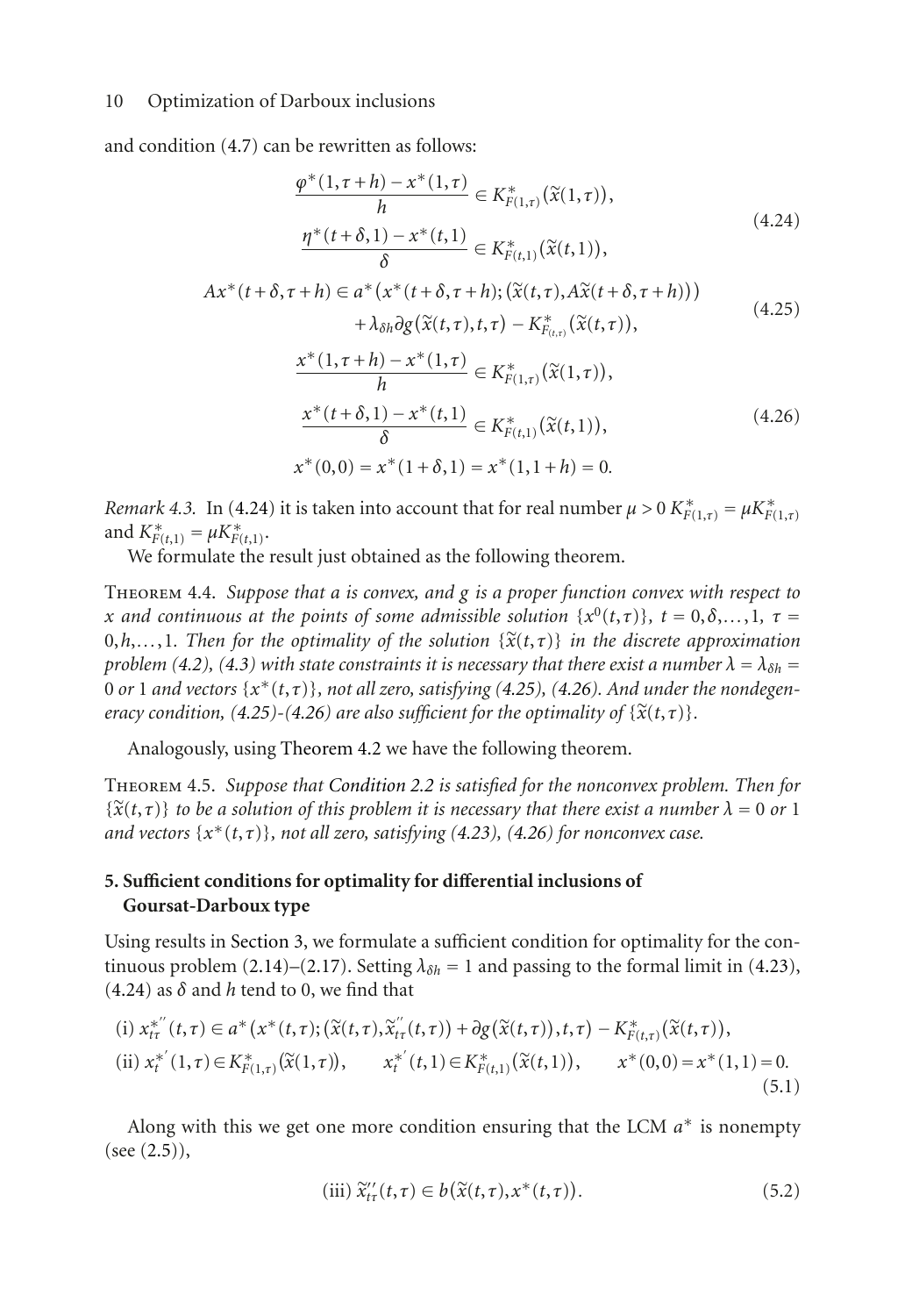and condition (4.7) can be rewritten as follows:

$$
\begin{gathered}
\frac{\varphi^*(1,\tau+h)-x^*(1,\tau)}{h}\in K^*_{F(1,\tau)}(\widetilde{x}(1,\tau)),\\
\frac{\eta^*(t+\delta,1)-x^*(t,1)}{\delta}\in K^*_{F(t,1)}(\widetilde{x}(t,1)),
\end{gathered}
\tag{4.24}
$$

$$
\begin{aligned}
Ax^*(t+\delta,\tau+h)\in{}& a^*\big(x^*(t+\delta,\tau+h);\big(\widetilde{x}(t,\tau),A\widetilde{x}(t+\delta,\tau+h)\big)\big)\\
&+\lambda_{\delta h}\partial g\big(\widetilde{x}(t,\tau),t,\tau\big)-K^*_{F_{(t,\tau)}}\big(\widetilde{x}(t,\tau)\big),
\end{aligned}
\tag{4.25}
$$

$$
\begin{gathered}
\frac{x^*(1,\tau+h)-x^*(1,\tau)}{h}\in K^*_{F(1,\tau)}(\widetilde{x}(1,\tau)),\\
\frac{x^*(t+\delta,1)-x^*(t,1)}{\delta}\in K^*_{F(t,1)}(\widetilde{x}(t,1)),\\
x^*(0,0)=x^*(1+\delta,1)=x^*(1,1+h)=0.
\end{gathered}
\tag{4.26}
$$

*Remark 4.3.* In (4.24) it is taken into account that for real number $\mu>0$ $K^*_{F(1,\tau)}=\mu K^*_{F(1,\tau)}$ and $K^*_{F(t,1)}=\mu K^*_{F(t,1)}$.

We formulate the result just obtained as the following theorem.

Theorem 4.4. *Suppose that $a$ is convex, and $g$ is a proper function convex with respect to $x$ and continuous at the points of some admissible solution $\{x^0(t,\tau)\}$, $t=0,\delta,\dots,1$, $\tau=0,h,\dots,1$. Then for the optimality of the solution $\{\widetilde{x}(t,\tau)\}$ in the discrete approximation problem (4.2), (4.3) with state constraints it is necessary that there exist a number $\lambda=\lambda_{\delta h}=0$ or $1$ and vectors $\{x^*(t,\tau)\}$, not all zero, satisfying (4.25), (4.26). And under the nondegeneracy condition, (4.25)-(4.26) are also sufficient for the optimality of $\{\widetilde{x}(t,\tau)\}$.*

Analogously, using Theorem 4.2 we have the following theorem.

Theorem 4.5. *Suppose that Condition 2.2 is satisfied for the nonconvex problem. Then for $\{\widetilde{x}(t,\tau)\}$ to be a solution of this problem it is necessary that there exist a number $\lambda=0$ or $1$ and vectors $\{x^*(t,\tau)\}$, not all zero, satisfying (4.23), (4.26) for nonconvex case.*

## 5. Sufficient conditions for optimality for differential inclusions of Goursat-Darboux type

Using results in Section 3, we formulate a sufficient condition for optimality for the continuous problem (2.14)–(2.17). Setting $\lambda_{\delta h}=1$ and passing to the formal limit in (4.23), (4.24) as $\delta$ and $h$ tend to 0, we find that

$$
\begin{aligned}
&\text{(i) } x^{*''}_{t\tau}(t,\tau)\in a^*\big(x^*(t,\tau);\big(\widetilde{x}(t,\tau),\widetilde{x}''_{t\tau}(t,\tau)\big)+\partial g\big(\widetilde{x}(t,\tau)\big),t,\tau\big)-K^*_{F(t,\tau)}\big(\widetilde{x}(t,\tau)\big),\\
&\text{(ii) } x^{*'}_{t}(1,\tau)\in K^*_{F(1,\tau)}\big(\widetilde{x}(1,\tau)\big),\qquad x^{*'}_{t}(t,1)\in K^*_{F(t,1)}\big(\widetilde{x}(t,1)\big),\qquad x^*(0,0)=x^*(1,1)=0.
\end{aligned}
\tag{5.1}
$$

Along with this we get one more condition ensuring that the LCM $a^*$ is nonempty (see (2.5)),

$$
\text{(iii) } \widetilde{x}''_{t\tau}(t,\tau)\in b\big(\widetilde{x}(t,\tau),x^*(t,\tau)\big). \tag{5.2}
$$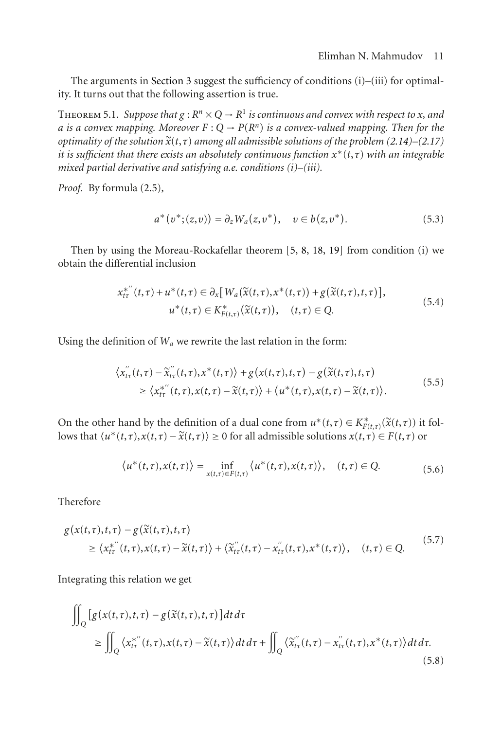The arguments in Section 3 suggest the sufficiency of conditions (i)–(iii) for optimality. It turns out that the following assertion is true.

Theorem 5.1. *Suppose that $g : R^n \times Q \to R^1$ is continuous and convex with respect to $x$, and $a$ is a convex mapping. Moreover $F : Q \to P(R^n)$ is a convex-valued mapping. Then for the optimality of the solution $\widetilde{x}(t,\tau)$ among all admissible solutions of the problem (2.14)–(2.17) it is sufficient that there exists an absolutely continuous function $x^*(t,\tau)$ with an integrable mixed partial derivative and satisfying a.e. conditions (i)–(iii).*

*Proof.* By formula (2.5),

$$a^*(v^*;(z,v)) = \partial_z W_a(z,v^*), \quad v \in b(z,v^*). \tag{5.3}$$

Then by using the Moreau-Rockafellar theorem [5, 8, 18, 19] from condition (i) we obtain the differential inclusion

$$\begin{gathered} x^{*''}_{t\tau}(t,\tau) + u^*(t,\tau) \in \partial_x\left[W_a(\widetilde{x}(t,\tau),x^*(t,\tau)) + g(\widetilde{x}(t,\tau),t,\tau)\right], \\ u^*(t,\tau) \in K^*_{F(t,\tau)}(\widetilde{x}(t,\tau)), \quad (t,\tau) \in Q. \end{gathered} \tag{5.4}$$

Using the definition of $W_a$ we rewrite the last relation in the form:

$$\begin{aligned} &\langle x''_{t\tau}(t,\tau) - \widetilde{x}''_{t\tau}(t,\tau), x^*(t,\tau)\rangle + g(x(t,\tau),t,\tau) - g(\widetilde{x}(t,\tau),t,\tau) \\ &\quad\geq \langle x^{*''}_{t\tau}(t,\tau), x(t,\tau) - \widetilde{x}(t,\tau)\rangle + \langle u^*(t,\tau), x(t,\tau) - \widetilde{x}(t,\tau)\rangle. \end{aligned} \tag{5.5}$$

On the other hand by the definition of a dual cone from $u^*(t,\tau) \in K^*_{F(t,\tau)}(\widetilde{x}(t,\tau))$ it follows that $\langle u^*(t,\tau), x(t,\tau) - \widetilde{x}(t,\tau)\rangle \geq 0$ for all admissible solutions $x(t,\tau) \in F(t,\tau)$ or

$$\langle u^*(t,\tau), x(t,\tau)\rangle = \inf_{x(t,\tau)\in F(t,\tau)} \langle u^*(t,\tau), x(t,\tau)\rangle, \quad (t,\tau) \in Q. \tag{5.6}$$

Therefore

$$\begin{aligned} &g(x(t,\tau),t,\tau) - g(\widetilde{x}(t,\tau),t,\tau) \\ &\quad\geq \langle x^{*''}_{t\tau}(t,\tau), x(t,\tau) - \widetilde{x}(t,\tau)\rangle + \langle \widetilde{x}''_{t\tau}(t,\tau) - x''_{t\tau}(t,\tau), x^*(t,\tau)\rangle, \quad (t,\tau) \in Q. \end{aligned} \tag{5.7}$$

Integrating this relation we get

$$\begin{aligned} &\iint_Q \left[g(x(t,\tau),t,\tau) - g(\widetilde{x}(t,\tau),t,\tau)\right] dt\,d\tau \\ &\quad\geq \iint_Q \langle x^{*''}_{t\tau}(t,\tau), x(t,\tau) - \widetilde{x}(t,\tau)\rangle\, dt\,d\tau + \iint_Q \langle \widetilde{x}''_{t\tau}(t,\tau) - x''_{t\tau}(t,\tau), x^*(t,\tau)\rangle\, dt\,d\tau. \end{aligned} \tag{5.8}$$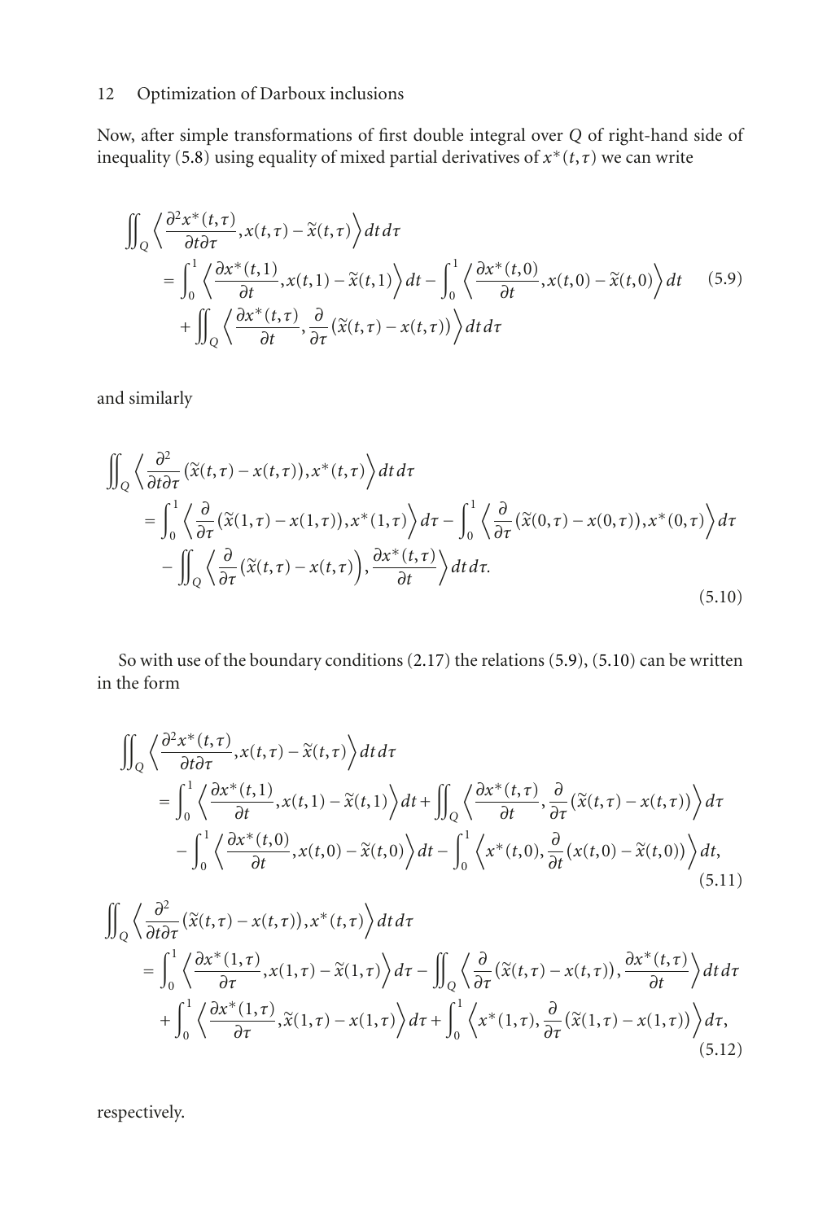Now, after simple transformations of first double integral over $Q$ of right-hand side of inequality (5.8) using equality of mixed partial derivatives of $x^*(t,\tau)$ we can write

$$
\begin{aligned}
\iint_Q \left\langle \frac{\partial^2 x^*(t,\tau)}{\partial t \partial \tau}, x(t,\tau) - \widetilde{x}(t,\tau) \right\rangle dt\, d\tau
&= \int_0^1 \left\langle \frac{\partial x^*(t,1)}{\partial t}, x(t,1) - \widetilde{x}(t,1) \right\rangle dt - \int_0^1 \left\langle \frac{\partial x^*(t,0)}{\partial t}, x(t,0) - \widetilde{x}(t,0) \right\rangle dt \\
&\quad + \iint_Q \left\langle \frac{\partial x^*(t,\tau)}{\partial t}, \frac{\partial}{\partial \tau}\left(\widetilde{x}(t,\tau) - x(t,\tau)\right) \right\rangle dt\, d\tau
\end{aligned}
\tag{5.9}
$$

and similarly

$$
\begin{aligned}
\iint_Q \left\langle \frac{\partial^2}{\partial t \partial \tau}\left(\widetilde{x}(t,\tau) - x(t,\tau)\right), x^*(t,\tau) \right\rangle dt\, d\tau
&= \int_0^1 \left\langle \frac{\partial}{\partial \tau}\left(\widetilde{x}(1,\tau) - x(1,\tau)\right), x^*(1,\tau) \right\rangle d\tau - \int_0^1 \left\langle \frac{\partial}{\partial \tau}\left(\widetilde{x}(0,\tau) - x(0,\tau)\right), x^*(0,\tau) \right\rangle d\tau \\
&\quad - \iint_Q \left\langle \frac{\partial}{\partial \tau}\left(\widetilde{x}(t,\tau) - x(t,\tau)\right), \frac{\partial x^*(t,\tau)}{\partial t} \right\rangle dt\, d\tau.
\end{aligned}
\tag{5.10}
$$

So with use of the boundary conditions (2.17) the relations (5.9), (5.10) can be written in the form

$$
\begin{aligned}
\iint_Q \left\langle \frac{\partial^2 x^*(t,\tau)}{\partial t \partial \tau}, x(t,\tau) - \widetilde{x}(t,\tau) \right\rangle dt\, d\tau
&= \int_0^1 \left\langle \frac{\partial x^*(t,1)}{\partial t}, x(t,1) - \widetilde{x}(t,1) \right\rangle dt + \iint_Q \left\langle \frac{\partial x^*(t,\tau)}{\partial t}, \frac{\partial}{\partial \tau}\left(\widetilde{x}(t,\tau) - x(t,\tau)\right) \right\rangle d\tau \\
&\quad - \int_0^1 \left\langle \frac{\partial x^*(t,0)}{\partial t}, x(t,0) - \widetilde{x}(t,0) \right\rangle dt - \int_0^1 \left\langle x^*(t,0), \frac{\partial}{\partial t}\left(x(t,0) - \widetilde{x}(t,0)\right) \right\rangle dt,
\end{aligned}
\tag{5.11}
$$

$$
\begin{aligned}
\iint_Q \left\langle \frac{\partial^2}{\partial t \partial \tau}\left(\widetilde{x}(t,\tau) - x(t,\tau)\right), x^*(t,\tau) \right\rangle dt\, d\tau
&= \int_0^1 \left\langle \frac{\partial x^*(1,\tau)}{\partial \tau}, x(1,\tau) - \widetilde{x}(1,\tau) \right\rangle d\tau - \iint_Q \left\langle \frac{\partial}{\partial \tau}\left(\widetilde{x}(t,\tau) - x(t,\tau)\right), \frac{\partial x^*(t,\tau)}{\partial t} \right\rangle dt\, d\tau \\
&\quad + \int_0^1 \left\langle \frac{\partial x^*(1,\tau)}{\partial \tau}, \widetilde{x}(1,\tau) - x(1,\tau) \right\rangle d\tau + \int_0^1 \left\langle x^*(1,\tau), \frac{\partial}{\partial \tau}\left(\widetilde{x}(1,\tau) - x(1,\tau)\right) \right\rangle d\tau,
\end{aligned}
\tag{5.12}
$$

respectively.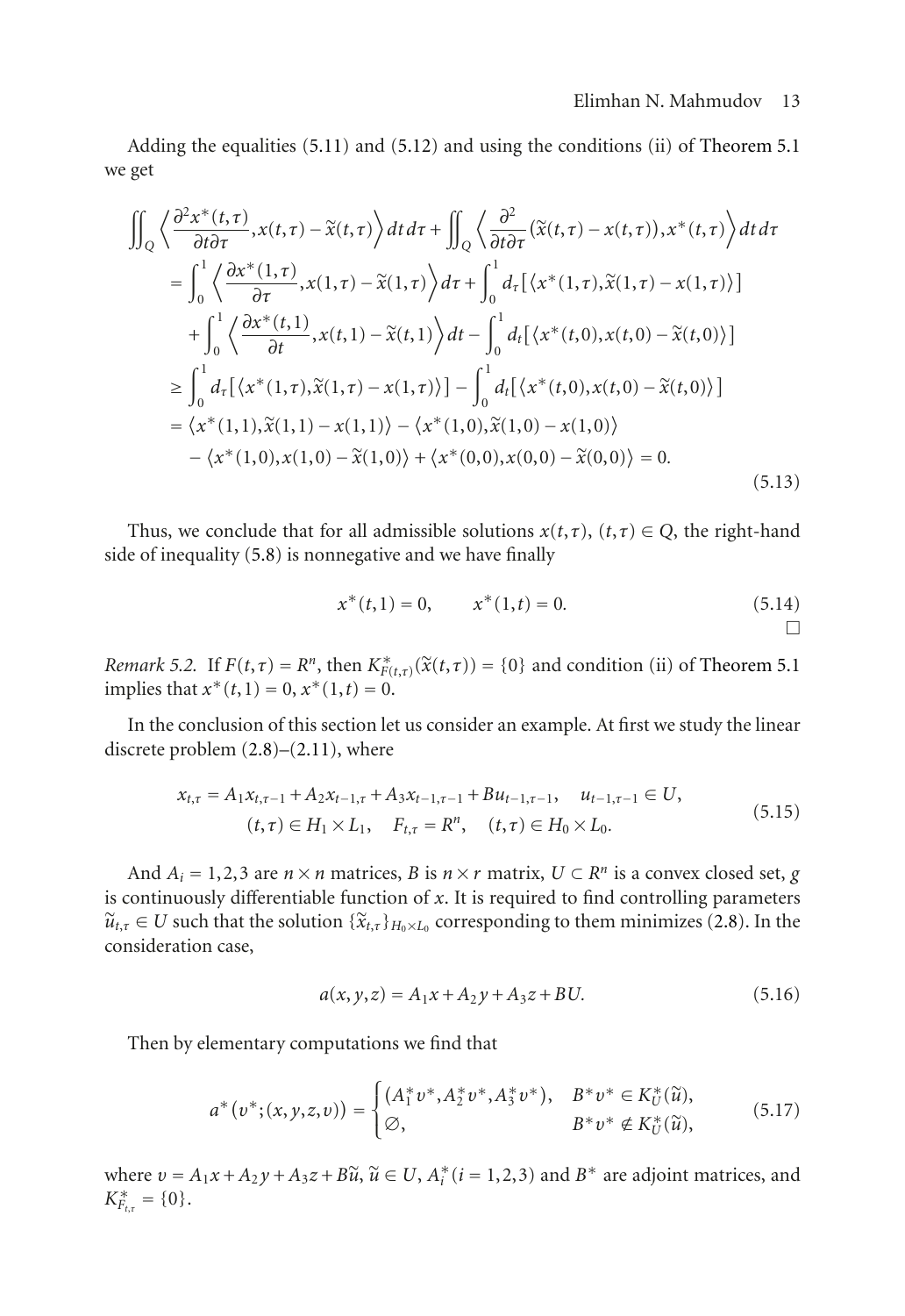Adding the equalities (5.11) and (5.12) and using the conditions (ii) of Theorem 5.1 we get

$$
\begin{aligned}
&\iint_Q \left\langle \frac{\partial^2 x^*(t,\tau)}{\partial t \partial \tau}, x(t,\tau) - \widetilde{x}(t,\tau) \right\rangle dt\, d\tau + \iint_Q \left\langle \frac{\partial^2}{\partial t \partial \tau}\big(\widetilde{x}(t,\tau) - x(t,\tau)\big), x^*(t,\tau) \right\rangle dt\, d\tau \\
&\quad = \int_0^1 \left\langle \frac{\partial x^*(1,\tau)}{\partial \tau}, x(1,\tau) - \widetilde{x}(1,\tau) \right\rangle d\tau + \int_0^1 d_\tau \big[\langle x^*(1,\tau), \widetilde{x}(1,\tau) - x(1,\tau)\rangle\big] \\
&\qquad + \int_0^1 \left\langle \frac{\partial x^*(t,1)}{\partial t}, x(t,1) - \widetilde{x}(t,1) \right\rangle dt - \int_0^1 d_t \big[\langle x^*(t,0), x(t,0) - \widetilde{x}(t,0)\rangle\big] \\
&\quad \geq \int_0^1 d_\tau \big[\langle x^*(1,\tau), \widetilde{x}(1,\tau) - x(1,\tau)\rangle\big] - \int_0^1 d_t \big[\langle x^*(t,0), x(t,0) - \widetilde{x}(t,0)\rangle\big] \\
&\quad = \langle x^*(1,1), \widetilde{x}(1,1) - x(1,1)\rangle - \langle x^*(1,0), \widetilde{x}(1,0) - x(1,0)\rangle \\
&\qquad - \langle x^*(1,0), x(1,0) - \widetilde{x}(1,0)\rangle + \langle x^*(0,0), x(0,0) - \widetilde{x}(0,0)\rangle = 0.
\end{aligned}
\tag{5.13}
$$

Thus, we conclude that for all admissible solutions $x(t,\tau)$, $(t,\tau) \in Q$, the right-hand side of inequality (5.8) is nonnegative and we have finally

$$
x^*(t,1) = 0, \qquad x^*(1,t) = 0. \tag{5.14}
$$

□

*Remark 5.2.* If $F(t,\tau) = R^n$, then $K^*_{F(t,\tau)}(\widetilde{x}(t,\tau)) = \{0\}$ and condition (ii) of Theorem 5.1 implies that $x^*(t,1) = 0$, $x^*(1,t) = 0$.

In the conclusion of this section let us consider an example. At first we study the linear discrete problem (2.8)–(2.11), where

$$
\begin{gathered}
x_{t,\tau} = A_1 x_{t,\tau-1} + A_2 x_{t-1,\tau} + A_3 x_{t-1,\tau-1} + B u_{t-1,\tau-1}, \quad u_{t-1,\tau-1} \in U, \\
(t,\tau) \in H_1 \times L_1, \quad F_{t,\tau} = R^n, \quad (t,\tau) \in H_0 \times L_0.
\end{gathered}
\tag{5.15}
$$

And $A_i = 1,2,3$ are $n \times n$ matrices, $B$ is $n \times r$ matrix, $U \subset R^n$ is a convex closed set, $g$ is continuously differentiable function of $x$. It is required to find controlling parameters $\widetilde{u}_{t,\tau} \in U$ such that the solution $\{\widetilde{x}_{t,\tau}\}_{H_0 \times L_0}$ corresponding to them minimizes (2.8). In the consideration case,

$$
a(x,y,z) = A_1 x + A_2 y + A_3 z + BU. \tag{5.16}
$$

Then by elementary computations we find that

$$
a^*\big(v^*;(x,y,z,v)\big) = \begin{cases} (A_1^* v^*, A_2^* v^*, A_3^* v^*), & B^* v^* \in K_U^*(\widetilde{u}), \\ \varnothing, & B^* v^* \notin K_U^*(\widetilde{u}), \end{cases} \tag{5.17}
$$

where $v = A_1 x + A_2 y + A_3 z + B\widetilde{u}$, $\widetilde{u} \in U$, $A_i^*$ $(i = 1,2,3)$ and $B^*$ are adjoint matrices, and $K^*_{F_{t,\tau}} = \{0\}$.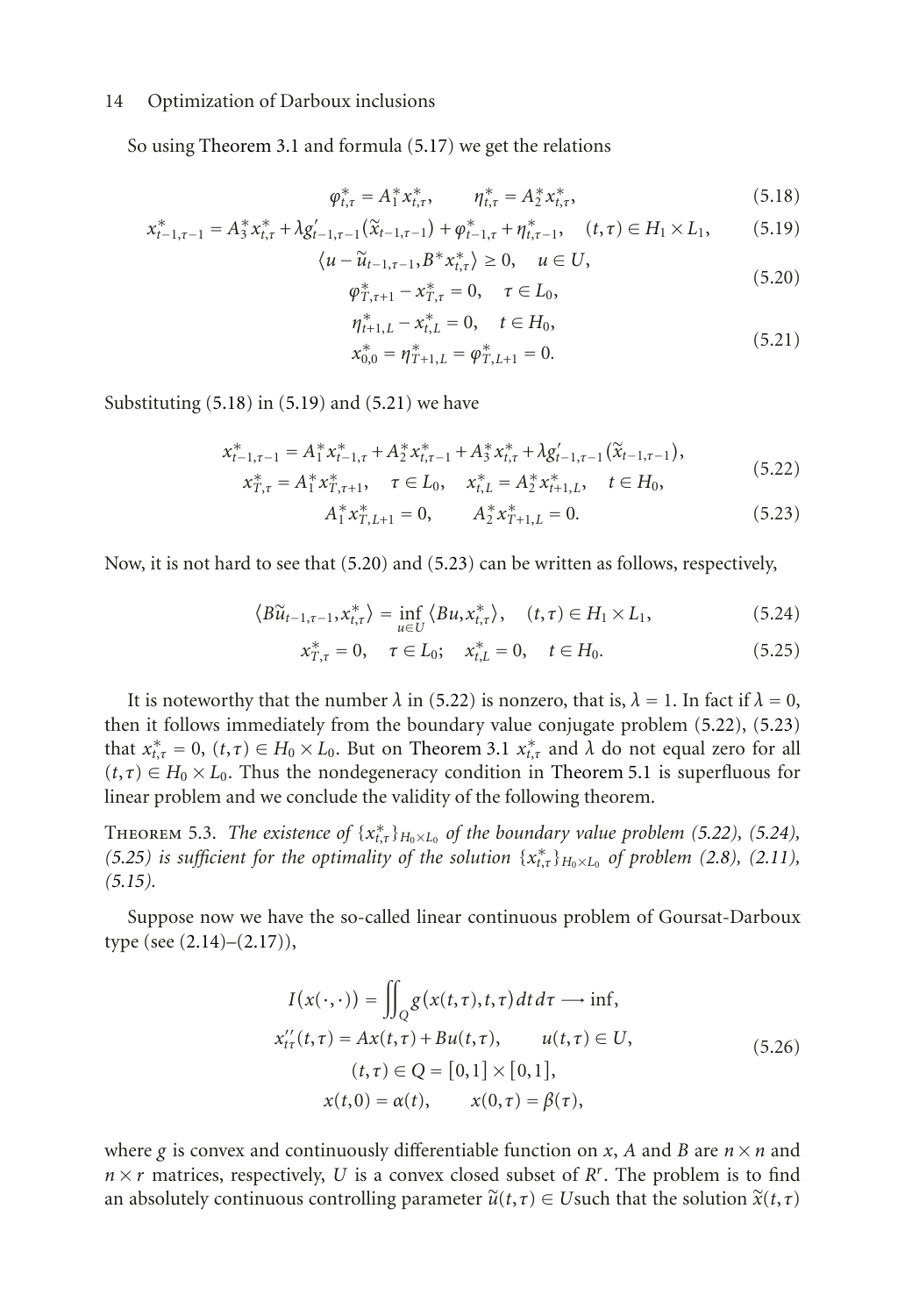So using Theorem 3.1 and formula (5.17) we get the relations

$$\varphi^*_{t,\tau} = A_1^* x^*_{t,\tau}, \qquad \eta^*_{t,\tau} = A_2^* x^*_{t,\tau}, \tag{5.18}$$

$$x^*_{t-1,\tau-1} = A_3^* x^*_{t,\tau} + \lambda g'_{t-1,\tau-1}(\tilde{x}_{t-1,\tau-1}) + \varphi^*_{t-1,\tau} + \eta^*_{t,\tau-1}, \quad (t,\tau) \in H_1 \times L_1, \tag{5.19}$$

$$\begin{gathered} \langle u - \tilde{u}_{t-1,\tau-1}, B^* x^*_{t,\tau} \rangle \geq 0, \quad u \in U, \\ \varphi^*_{T,\tau+1} - x^*_{T,\tau} = 0, \quad \tau \in L_0, \end{gathered} \tag{5.20}$$

$$\begin{gathered} \eta^*_{t+1,L} - x^*_{t,L} = 0, \quad t \in H_0, \\ x^*_{0,0} = \eta^*_{T+1,L} = \varphi^*_{T,L+1} = 0. \end{gathered} \tag{5.21}$$

Substituting (5.18) in (5.19) and (5.21) we have

$$\begin{gathered} x^*_{t-1,\tau-1} = A_1^* x^*_{t-1,\tau} + A_2^* x^*_{t,\tau-1} + A_3^* x^*_{t,\tau} + \lambda g'_{t-1,\tau-1}(\tilde{x}_{t-1,\tau-1}), \\ x^*_{T,\tau} = A_1^* x^*_{T,\tau+1}, \quad \tau \in L_0, \quad x^*_{t,L} = A_2^* x^*_{t+1,L}, \quad t \in H_0, \end{gathered} \tag{5.22}$$

$$A_1^* x^*_{T,L+1} = 0, \qquad A_2^* x^*_{T+1,L} = 0. \tag{5.23}$$

Now, it is not hard to see that (5.20) and (5.23) can be written as follows, respectively,

$$\langle B\tilde{u}_{t-1,\tau-1}, x^*_{t,\tau} \rangle = \inf_{u \in U} \langle Bu, x^*_{t,\tau} \rangle, \quad (t,\tau) \in H_1 \times L_1, \tag{5.24}$$

$$x^*_{T,\tau} = 0, \quad \tau \in L_0; \quad x^*_{t,L} = 0, \quad t \in H_0. \tag{5.25}$$

It is noteworthy that the number $\lambda$ in (5.22) is nonzero, that is, $\lambda = 1$. In fact if $\lambda = 0$, then it follows immediately from the boundary value conjugate problem (5.22), (5.23) that $x^*_{t,\tau} = 0$, $(t,\tau) \in H_0 \times L_0$. But on Theorem 3.1 $x^*_{t,\tau}$ and $\lambda$ do not equal zero for all $(t,\tau) \in H_0 \times L_0$. Thus the nondegeneracy condition in Theorem 5.1 is superfluous for linear problem and we conclude the validity of the following theorem.

Theorem 5.3. *The existence of $\{x^*_{t,\tau}\}_{H_0 \times L_0}$ of the boundary value problem (5.22), (5.24), (5.25) is sufficient for the optimality of the solution $\{x^*_{t,\tau}\}_{H_0 \times L_0}$ of problem (2.8), (2.11), (5.15).*

Suppose now we have the so-called linear continuous problem of Goursat-Darboux type (see (2.14)–(2.17)),

$$\begin{gathered} I(x(\cdot,\cdot)) = \iint_Q g(x(t,\tau),t,\tau)\,dt\,d\tau \longrightarrow \inf, \\ x''_{t\tau}(t,\tau) = Ax(t,\tau) + Bu(t,\tau), \qquad u(t,\tau) \in U, \\ (t,\tau) \in Q = [0,1] \times [0,1], \\ x(t,0) = \alpha(t), \qquad x(0,\tau) = \beta(\tau), \end{gathered} \tag{5.26}$$

where $g$ is convex and continuously differentiable function on $x$, $A$ and $B$ are $n \times n$ and $n \times r$ matrices, respectively, $U$ is a convex closed subset of $R^r$. The problem is to find an absolutely continuous controlling parameter $\tilde{u}(t,\tau) \in U$such that the solution $\tilde{x}(t,\tau)$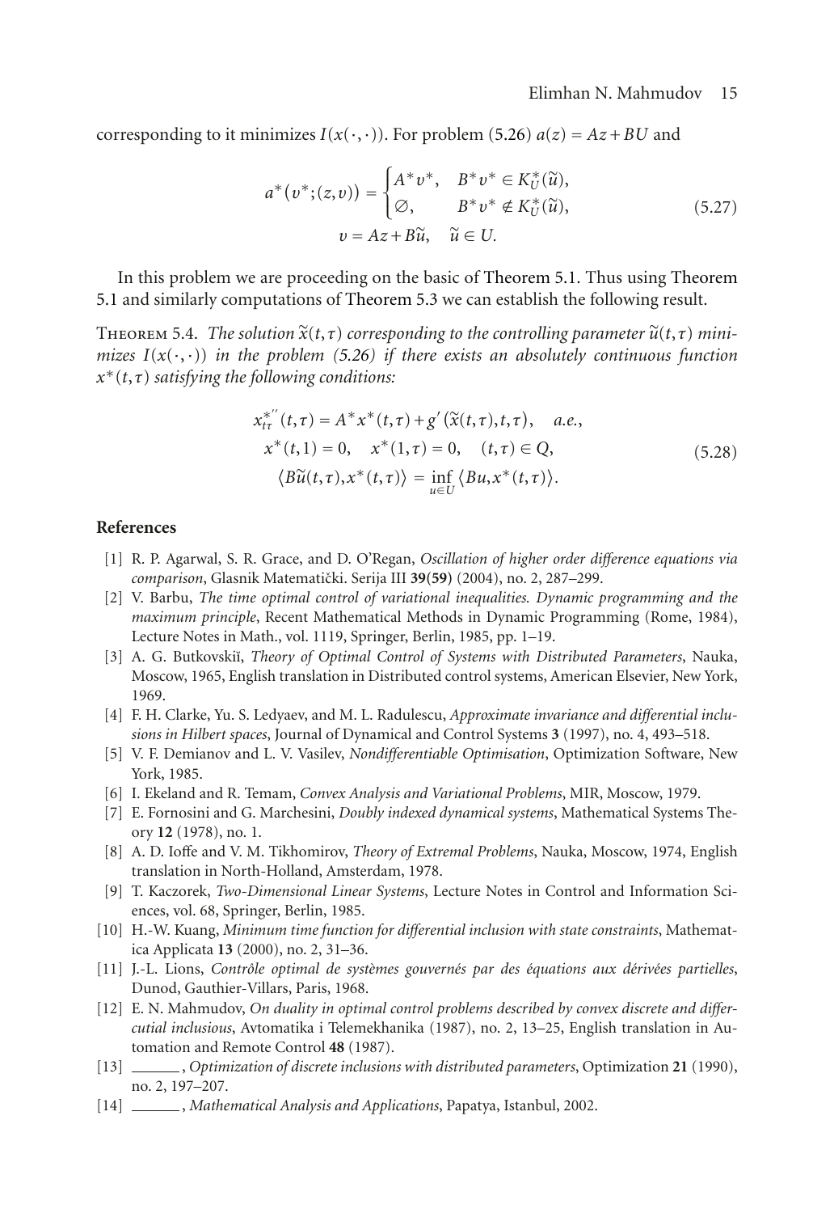corresponding to it minimizes $I(x(\cdot,\cdot))$. For problem (5.26) $a(z) = Az + BU$ and

$$a^*(v^*;(z,v)) = \begin{cases} A^*v^*, & B^*v^* \in K_U^*(\widetilde{u}), \\ \varnothing, & B^*v^* \notin K_U^*(\widetilde{u}), \end{cases} \qquad v = Az + B\widetilde{u}, \quad \widetilde{u} \in U. \tag{5.27}$$

In this problem we are proceeding on the basic of Theorem 5.1. Thus using Theorem 5.1 and similarly computations of Theorem 5.3 we can establish the following result.

Theorem 5.4. *The solution $\widetilde{x}(t,\tau)$ corresponding to the controlling parameter $\widetilde{u}(t,\tau)$ minimizes $I(x(\cdot,\cdot))$ in the problem (5.26) if there exists an absolutely continuous function $x^*(t,\tau)$ satisfying the following conditions:*

$$\begin{gathered} x^{*''}_{t\tau}(t,\tau) = A^*x^*(t,\tau) + g'(\widetilde{x}(t,\tau),t,\tau), \quad a.e., \\ x^*(t,1) = 0, \quad x^*(1,\tau) = 0, \quad (t,\tau) \in Q, \\ \langle B\widetilde{u}(t,\tau), x^*(t,\tau)\rangle = \inf_{u \in U} \langle Bu, x^*(t,\tau)\rangle. \end{gathered} \tag{5.28}$$

## References

[1] R. P. Agarwal, S. R. Grace, and D. O'Regan, *Oscillation of higher order difference equations via comparison*, Glasnik Matematički. Serija III **39**(**59**) (2004), no. 2, 287–299.

[2] V. Barbu, *The time optimal control of variational inequalities. Dynamic programming and the maximum principle*, Recent Mathematical Methods in Dynamic Programming (Rome, 1984), Lecture Notes in Math., vol. 1119, Springer, Berlin, 1985, pp. 1–19.

[3] A. G. Butkovskiĭ, *Theory of Optimal Control of Systems with Distributed Parameters*, Nauka, Moscow, 1965, English translation in Distributed control systems, American Elsevier, New York, 1969.

[4] F. H. Clarke, Yu. S. Ledyaev, and M. L. Radulescu, *Approximate invariance and differential inclusions in Hilbert spaces*, Journal of Dynamical and Control Systems **3** (1997), no. 4, 493–518.

[5] V. F. Demianov and L. V. Vasilev, *Nondifferentiable Optimisation*, Optimization Software, New York, 1985.

[6] I. Ekeland and R. Temam, *Convex Analysis and Variational Problems*, MIR, Moscow, 1979.

[7] E. Fornosini and G. Marchesini, *Doubly indexed dynamical systems*, Mathematical Systems Theory **12** (1978), no. 1.

[8] A. D. Ioffe and V. M. Tikhomirov, *Theory of Extremal Problems*, Nauka, Moscow, 1974, English translation in North-Holland, Amsterdam, 1978.

[9] T. Kaczorek, *Two-Dimensional Linear Systems*, Lecture Notes in Control and Information Sciences, vol. 68, Springer, Berlin, 1985.

[10] H.-W. Kuang, *Minimum time function for differential inclusion with state constraints*, Mathematica Applicata **13** (2000), no. 2, 31–36.

[11] J.-L. Lions, *Contrôle optimal de systèmes gouvernés par des équations aux dérivées partielles*, Dunod, Gauthier-Villars, Paris, 1968.

[12] E. N. Mahmudov, *On duality in optimal control problems described by convex discrete and differcutial inclusions*, Avtomatika i Telemekhanika (1987), no. 2, 13–25, English translation in Automation and Remote Control **48** (1987).

[13] ______, *Optimization of discrete inclusions with distributed parameters*, Optimization **21** (1990), no. 2, 197–207.

[14] ______, *Mathematical Analysis and Applications*, Papatya, Istanbul, 2002.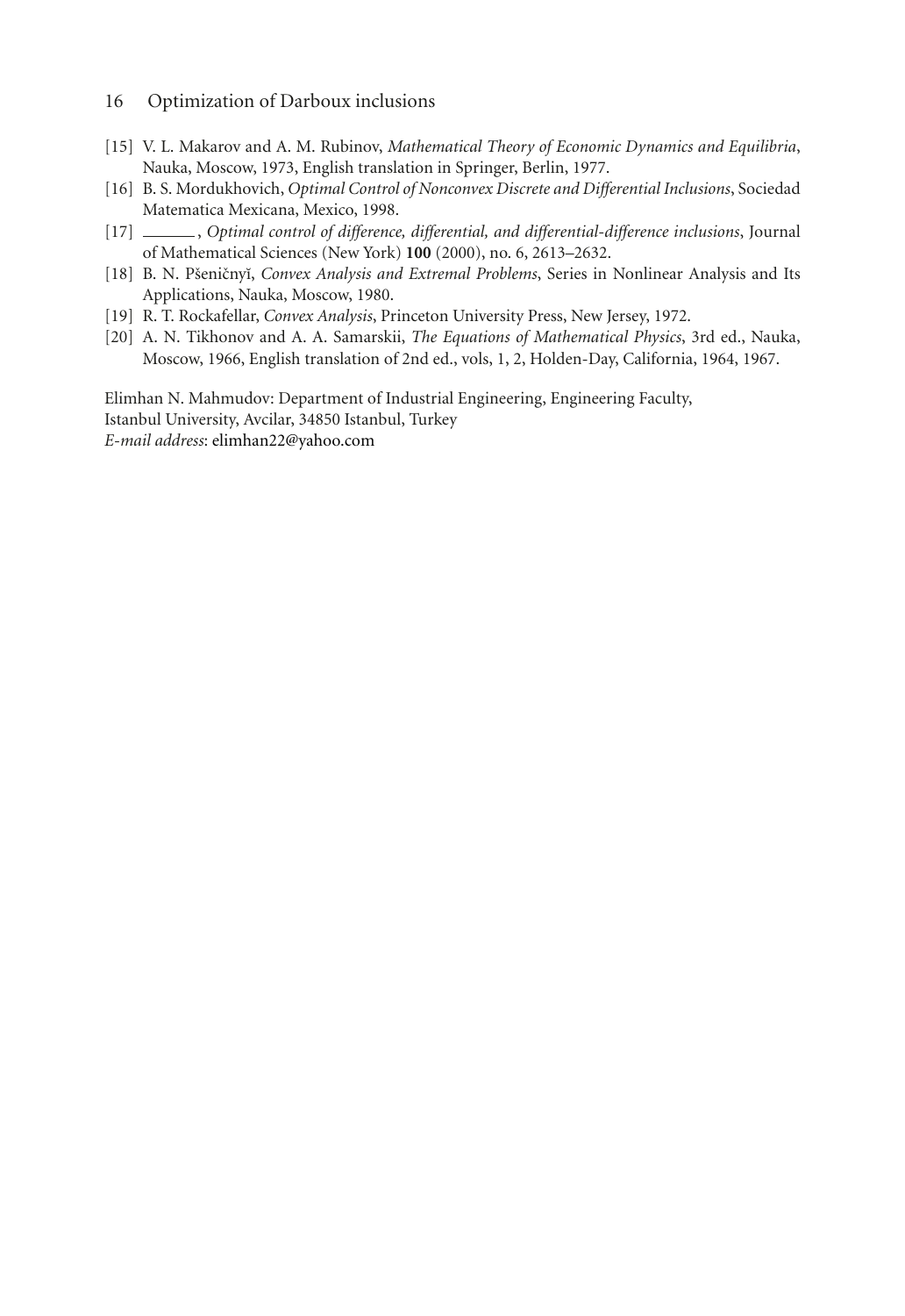[15] V. L. Makarov and A. M. Rubinov, *Mathematical Theory of Economic Dynamics and Equilibria*, Nauka, Moscow, 1973, English translation in Springer, Berlin, 1977.

[16] B. S. Mordukhovich, *Optimal Control of Nonconvex Discrete and Differential Inclusions*, Sociedad Matematica Mexicana, Mexico, 1998.

[17] ______, *Optimal control of difference, differential, and differential-difference inclusions*, Journal of Mathematical Sciences (New York) **100** (2000), no. 6, 2613–2632.

[18] B. N. Pšeničnyĭ, *Convex Analysis and Extremal Problems*, Series in Nonlinear Analysis and Its Applications, Nauka, Moscow, 1980.

[19] R. T. Rockafellar, *Convex Analysis*, Princeton University Press, New Jersey, 1972.

[20] A. N. Tikhonov and A. A. Samarskii, *The Equations of Mathematical Physics*, 3rd ed., Nauka, Moscow, 1966, English translation of 2nd ed., vols, 1, 2, Holden-Day, California, 1964, 1967.

Elimhan N. Mahmudov: Department of Industrial Engineering, Engineering Faculty, Istanbul University, Avcilar, 34850 Istanbul, Turkey
*E-mail address*: elimhan22@yahoo.com